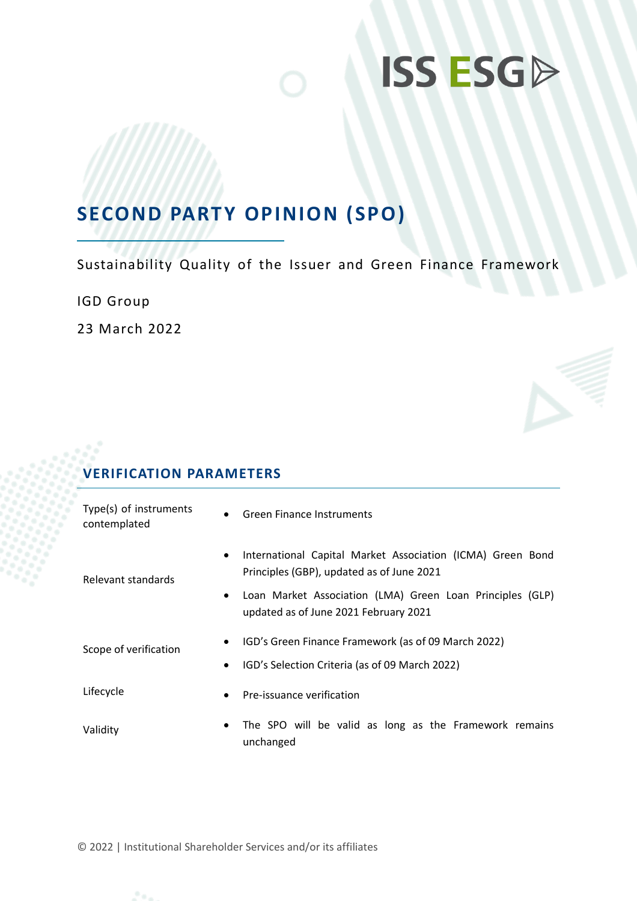ISS ESG

# SECOND PARTY OPINION (SPO)

Sustainability Quality of the Issuer and Green Finance Framework

IGD Group

23 March 2022

## VERIFICATION PARAMETERS

| | |
|---|---|
| Type(s) of instruments contemplated | • Green Finance Instruments |
| Relevant standards | • International Capital Market Association (ICMA) Green Bond Principles (GBP), updated as of June 2021<br>• Loan Market Association (LMA) Green Loan Principles (GLP) updated as of June 2021 February 2021 |
| Scope of verification | • IGD's Green Finance Framework (as of 09 March 2022)<br>• IGD's Selection Criteria (as of 09 March 2022) |
| Lifecycle | • Pre-issuance verification |
| Validity | • The SPO will be valid as long as the Framework remains unchanged |

© 2022 | Institutional Shareholder Services and/or its affiliates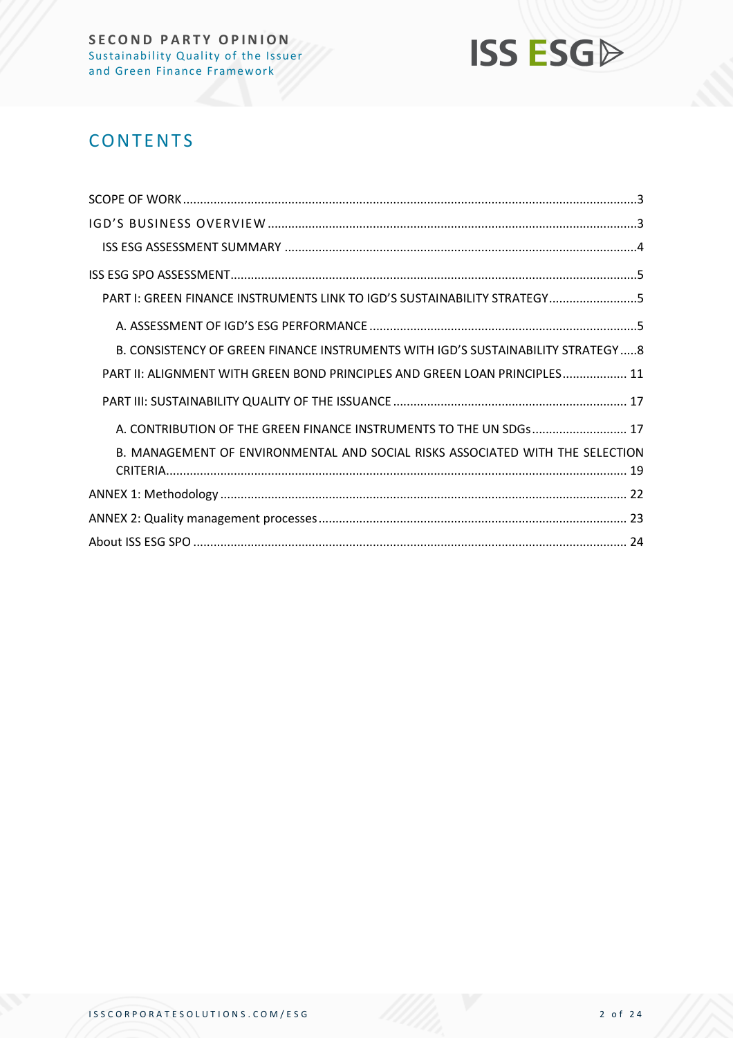# CONTENTS

SCOPE OF WORK .......... 3

IGD'S BUSINESS OVERVIEW .......... 3

- ISS ESG ASSESSMENT SUMMARY .......... 4

ISS ESG SPO ASSESSMENT .......... 5

- PART I: GREEN FINANCE INSTRUMENTS LINK TO IGD'S SUSTAINABILITY STRATEGY .......... 5
  - A. ASSESSMENT OF IGD'S ESG PERFORMANCE .......... 5
  - B. CONSISTENCY OF GREEN FINANCE INSTRUMENTS WITH IGD'S SUSTAINABILITY STRATEGY .......... 8
- PART II: ALIGNMENT WITH GREEN BOND PRINCIPLES AND GREEN LOAN PRINCIPLES .......... 11
- PART III: SUSTAINABILITY QUALITY OF THE ISSUANCE .......... 17
  - A. CONTRIBUTION OF THE GREEN FINANCE INSTRUMENTS TO THE UN SDGs .......... 17
  - B. MANAGEMENT OF ENVIRONMENTAL AND SOCIAL RISKS ASSOCIATED WITH THE SELECTION CRITERIA .......... 19

ANNEX 1: Methodology .......... 22

ANNEX 2: Quality management processes .......... 23

About ISS ESG SPO .......... 24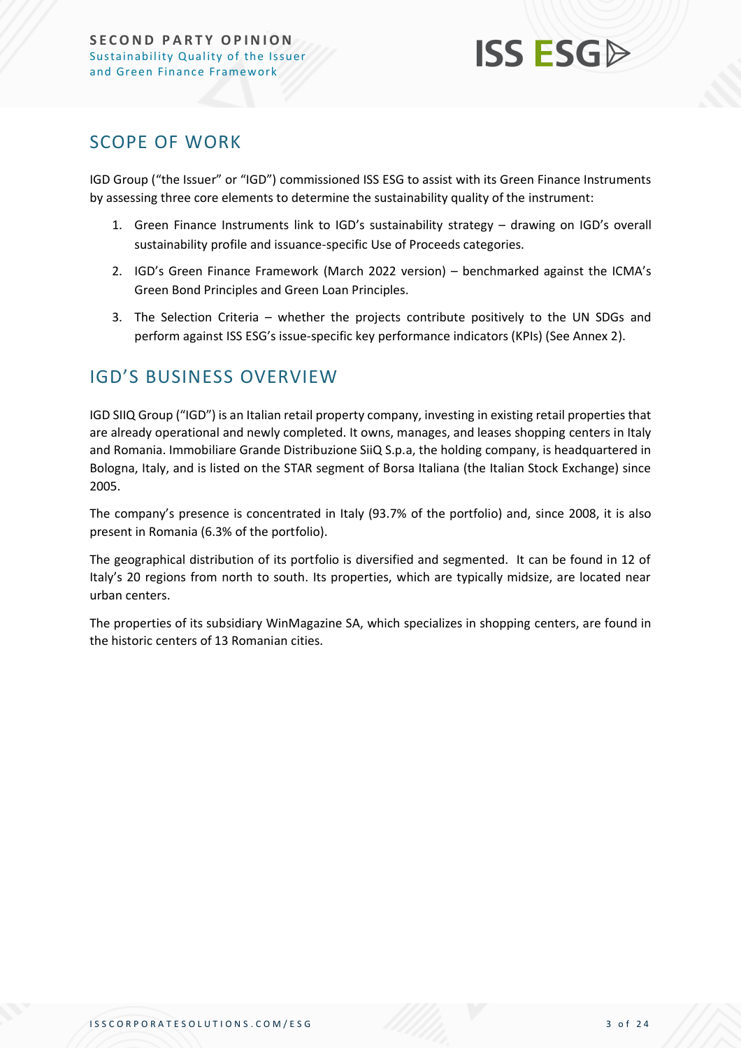## SCOPE OF WORK

IGD Group ("the Issuer" or "IGD") commissioned ISS ESG to assist with its Green Finance Instruments by assessing three core elements to determine the sustainability quality of the instrument:

1. Green Finance Instruments link to IGD's sustainability strategy – drawing on IGD's overall sustainability profile and issuance-specific Use of Proceeds categories.
2. IGD's Green Finance Framework (March 2022 version) – benchmarked against the ICMA's Green Bond Principles and Green Loan Principles.
3. The Selection Criteria – whether the projects contribute positively to the UN SDGs and perform against ISS ESG's issue-specific key performance indicators (KPIs) (See Annex 2).

## IGD'S BUSINESS OVERVIEW

IGD SIIQ Group ("IGD") is an Italian retail property company, investing in existing retail properties that are already operational and newly completed. It owns, manages, and leases shopping centers in Italy and Romania. Immobiliare Grande Distribuzione SiiQ S.p.a, the holding company, is headquartered in Bologna, Italy, and is listed on the STAR segment of Borsa Italiana (the Italian Stock Exchange) since 2005.

The company's presence is concentrated in Italy (93.7% of the portfolio) and, since 2008, it is also present in Romania (6.3% of the portfolio).

The geographical distribution of its portfolio is diversified and segmented. It can be found in 12 of Italy's 20 regions from north to south. Its properties, which are typically midsize, are located near urban centers.

The properties of its subsidiary WinMagazine SA, which specializes in shopping centers, are found in the historic centers of 13 Romanian cities.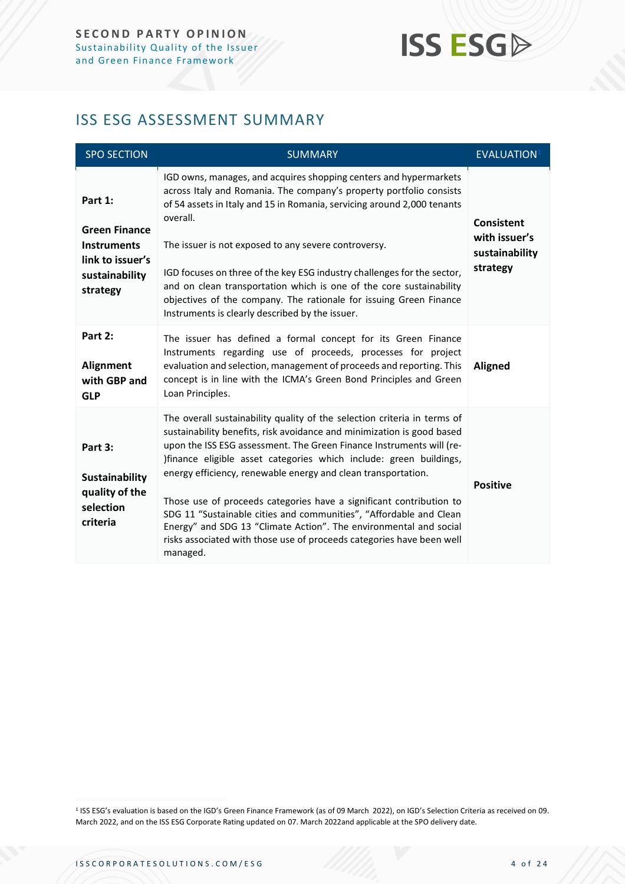## ISS ESG ASSESSMENT SUMMARY

| SPO SECTION | SUMMARY | EVALUATION[1] |
|---|---|---|
| **Part 1: Green Finance Instruments link to issuer's sustainability strategy** | IGD owns, manages, and acquires shopping centers and hypermarkets across Italy and Romania. The company's property portfolio consists of 54 assets in Italy and 15 in Romania, servicing around 2,000 tenants overall.<br><br>The issuer is not exposed to any severe controversy.<br><br>IGD focuses on three of the key ESG industry challenges for the sector, and on clean transportation which is one of the core sustainability objectives of the company. The rationale for issuing Green Finance Instruments is clearly described by the issuer. | **Consistent with issuer's sustainability strategy** |
| **Part 2: Alignment with GBP and GLP** | The issuer has defined a formal concept for its Green Finance Instruments regarding use of proceeds, processes for project evaluation and selection, management of proceeds and reporting. This concept is in line with the ICMA's Green Bond Principles and Green Loan Principles. | **Aligned** |
| **Part 3: Sustainability quality of the selection criteria** | The overall sustainability quality of the selection criteria in terms of sustainability benefits, risk avoidance and minimization is good based upon the ISS ESG assessment. The Green Finance Instruments will (re-)finance eligible asset categories which include: green buildings, energy efficiency, renewable energy and clean transportation.<br><br>Those use of proceeds categories have a significant contribution to SDG 11 "Sustainable cities and communities", "Affordable and Clean Energy" and SDG 13 "Climate Action". The environmental and social risks associated with those use of proceeds categories have been well managed. | **Positive** |

[1] ISS ESG's evaluation is based on the IGD's Green Finance Framework (as of 09 March 2022), on IGD's Selection Criteria as received on 09. March 2022, and on the ISS ESG Corporate Rating updated on 07. March 2022and applicable at the SPO delivery date.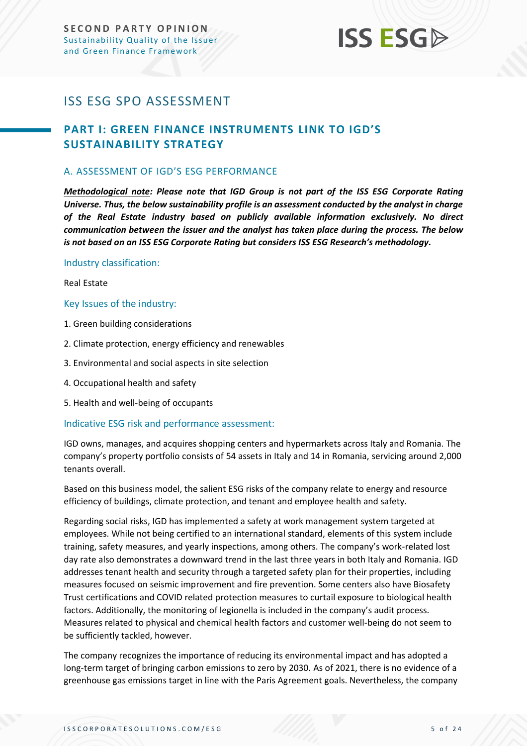# ISS ESG SPO ASSESSMENT

## PART I: GREEN FINANCE INSTRUMENTS LINK TO IGD'S SUSTAINABILITY STRATEGY

### A. ASSESSMENT OF IGD'S ESG PERFORMANCE

***<u>Methodological note</u>: Please note that IGD Group is not part of the ISS ESG Corporate Rating Universe. Thus, the below sustainability profile is an assessment conducted by the analyst in charge of the Real Estate industry based on publicly available information exclusively. No direct communication between the issuer and the analyst has taken place during the process. The below is not based on an ISS ESG Corporate Rating but considers ISS ESG Research's methodology.***

#### Industry classification:

Real Estate

#### Key Issues of the industry:

1. Green building considerations
2. Climate protection, energy efficiency and renewables
3. Environmental and social aspects in site selection
4. Occupational health and safety
5. Health and well-being of occupants

#### Indicative ESG risk and performance assessment:

IGD owns, manages, and acquires shopping centers and hypermarkets across Italy and Romania. The company's property portfolio consists of 54 assets in Italy and 14 in Romania, servicing around 2,000 tenants overall.

Based on this business model, the salient ESG risks of the company relate to energy and resource efficiency of buildings, climate protection, and tenant and employee health and safety.

Regarding social risks, IGD has implemented a safety at work management system targeted at employees. While not being certified to an international standard, elements of this system include training, safety measures, and yearly inspections, among others. The company's work-related lost day rate also demonstrates a downward trend in the last three years in both Italy and Romania. IGD addresses tenant health and security through a targeted safety plan for their properties, including measures focused on seismic improvement and fire prevention. Some centers also have Biosafety Trust certifications and COVID related protection measures to curtail exposure to biological health factors. Additionally, the monitoring of legionella is included in the company's audit process. Measures related to physical and chemical health factors and customer well-being do not seem to be sufficiently tackled, however.

The company recognizes the importance of reducing its environmental impact and has adopted a long-term target of bringing carbon emissions to zero by 2030. As of 2021, there is no evidence of a greenhouse gas emissions target in line with the Paris Agreement goals. Nevertheless, the company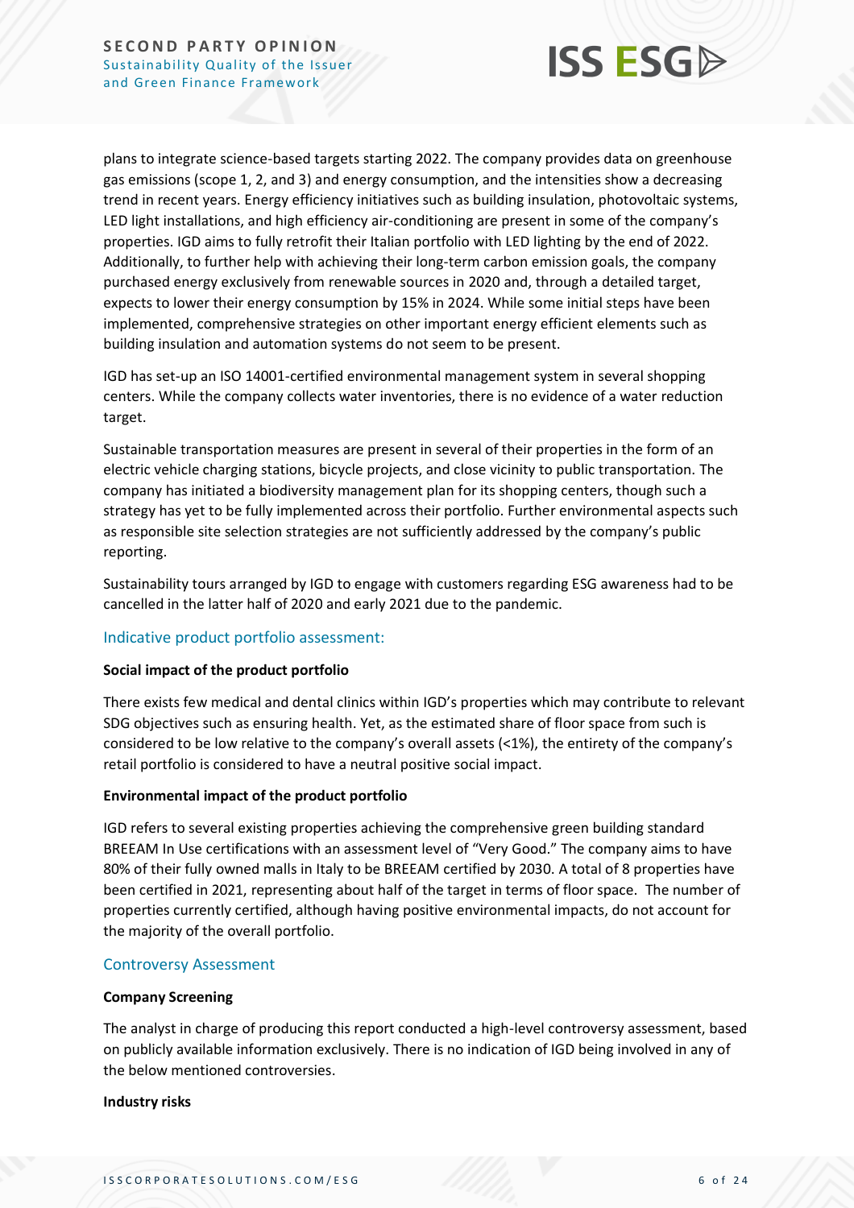plans to integrate science-based targets starting 2022. The company provides data on greenhouse gas emissions (scope 1, 2, and 3) and energy consumption, and the intensities show a decreasing trend in recent years. Energy efficiency initiatives such as building insulation, photovoltaic systems, LED light installations, and high efficiency air-conditioning are present in some of the company's properties. IGD aims to fully retrofit their Italian portfolio with LED lighting by the end of 2022. Additionally, to further help with achieving their long-term carbon emission goals, the company purchased energy exclusively from renewable sources in 2020 and, through a detailed target, expects to lower their energy consumption by 15% in 2024. While some initial steps have been implemented, comprehensive strategies on other important energy efficient elements such as building insulation and automation systems do not seem to be present.

IGD has set-up an ISO 14001-certified environmental management system in several shopping centers. While the company collects water inventories, there is no evidence of a water reduction target.

Sustainable transportation measures are present in several of their properties in the form of an electric vehicle charging stations, bicycle projects, and close vicinity to public transportation. The company has initiated a biodiversity management plan for its shopping centers, though such a strategy has yet to be fully implemented across their portfolio. Further environmental aspects such as responsible site selection strategies are not sufficiently addressed by the company's public reporting.

Sustainability tours arranged by IGD to engage with customers regarding ESG awareness had to be cancelled in the latter half of 2020 and early 2021 due to the pandemic.

## Indicative product portfolio assessment:

**Social impact of the product portfolio**

There exists few medical and dental clinics within IGD's properties which may contribute to relevant SDG objectives such as ensuring health. Yet, as the estimated share of floor space from such is considered to be low relative to the company's overall assets (<1%), the entirety of the company's retail portfolio is considered to have a neutral positive social impact.

**Environmental impact of the product portfolio**

IGD refers to several existing properties achieving the comprehensive green building standard BREEAM In Use certifications with an assessment level of "Very Good." The company aims to have 80% of their fully owned malls in Italy to be BREEAM certified by 2030. A total of 8 properties have been certified in 2021, representing about half of the target in terms of floor space. The number of properties currently certified, although having positive environmental impacts, do not account for the majority of the overall portfolio.

## Controversy Assessment

**Company Screening**

The analyst in charge of producing this report conducted a high-level controversy assessment, based on publicly available information exclusively. There is no indication of IGD being involved in any of the below mentioned controversies.

**Industry risks**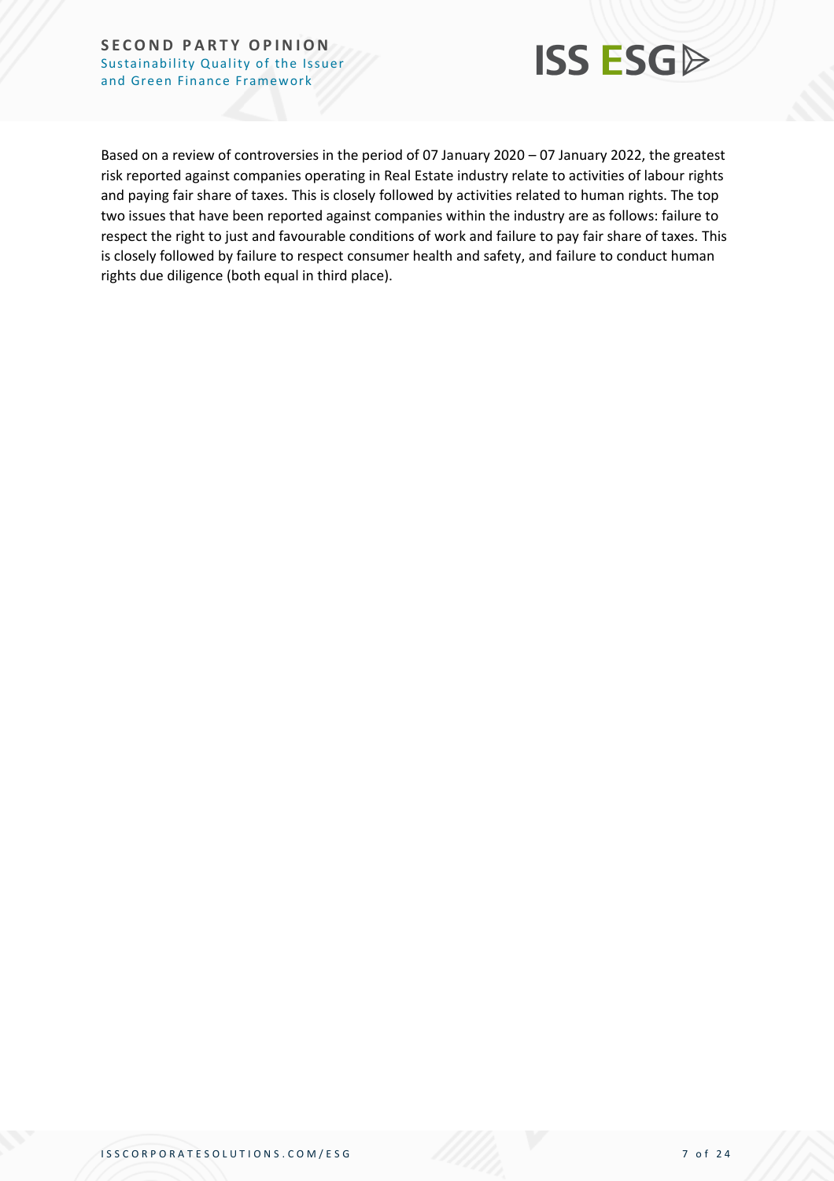Based on a review of controversies in the period of 07 January 2020 – 07 January 2022, the greatest risk reported against companies operating in Real Estate industry relate to activities of labour rights and paying fair share of taxes. This is closely followed by activities related to human rights. The top two issues that have been reported against companies within the industry are as follows: failure to respect the right to just and favourable conditions of work and failure to pay fair share of taxes. This is closely followed by failure to respect consumer health and safety, and failure to conduct human rights due diligence (both equal in third place).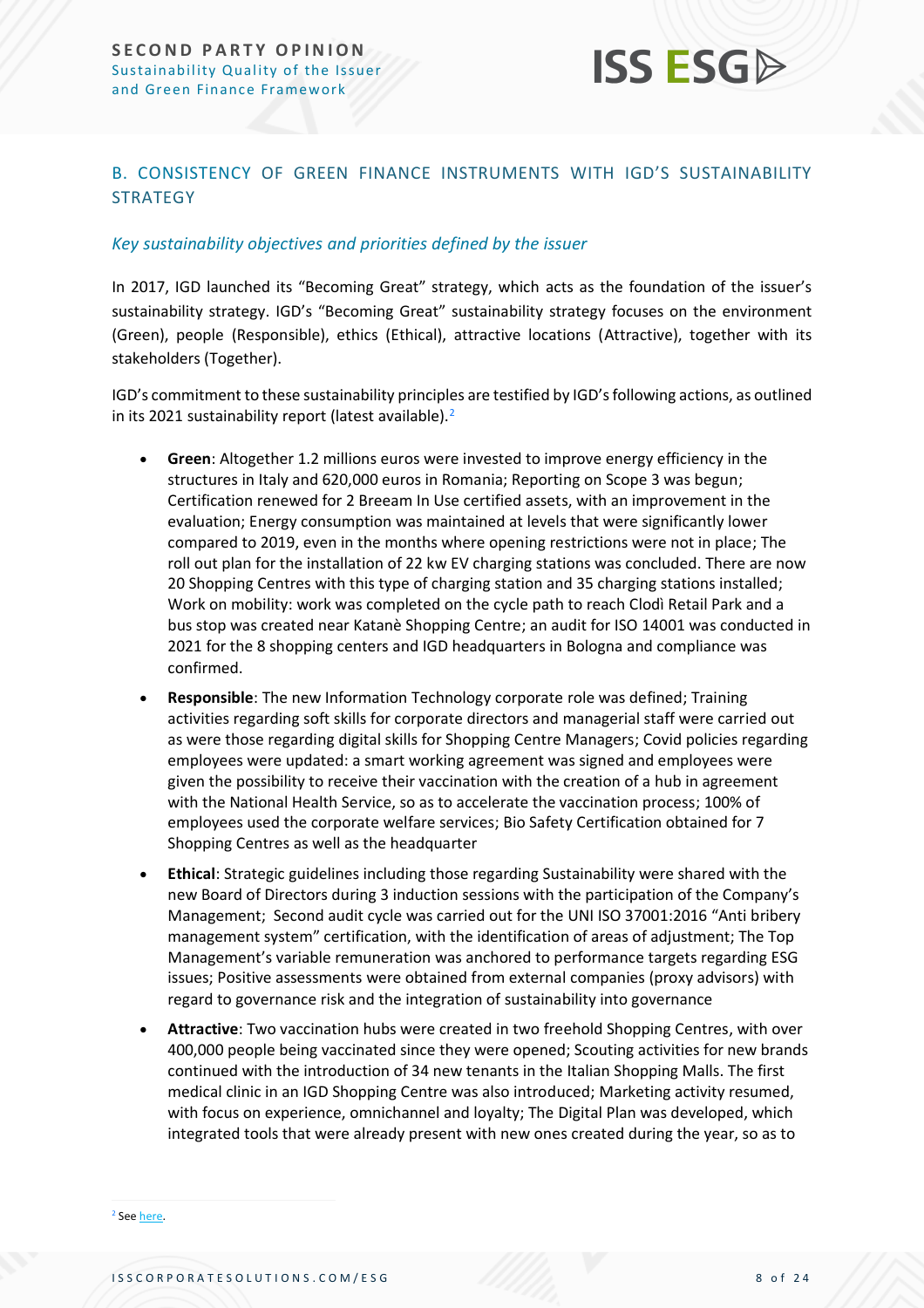## B. CONSISTENCY OF GREEN FINANCE INSTRUMENTS WITH IGD'S SUSTAINABILITY STRATEGY

### *Key sustainability objectives and priorities defined by the issuer*

In 2017, IGD launched its "Becoming Great" strategy, which acts as the foundation of the issuer's sustainability strategy. IGD's "Becoming Great" sustainability strategy focuses on the environment (Green), people (Responsible), ethics (Ethical), attractive locations (Attractive), together with its stakeholders (Together).

IGD's commitment to these sustainability principles are testified by IGD's following actions, as outlined in its 2021 sustainability report (latest available).[2]

- **Green**: Altogether 1.2 millions euros were invested to improve energy efficiency in the structures in Italy and 620,000 euros in Romania; Reporting on Scope 3 was begun; Certification renewed for 2 Breeam In Use certified assets, with an improvement in the evaluation; Energy consumption was maintained at levels that were significantly lower compared to 2019, even in the months where opening restrictions were not in place; The roll out plan for the installation of 22 kw EV charging stations was concluded. There are now 20 Shopping Centres with this type of charging station and 35 charging stations installed; Work on mobility: work was completed on the cycle path to reach Clodì Retail Park and a bus stop was created near Katanè Shopping Centre; an audit for ISO 14001 was conducted in 2021 for the 8 shopping centers and IGD headquarters in Bologna and compliance was confirmed.
- **Responsible**: The new Information Technology corporate role was defined; Training activities regarding soft skills for corporate directors and managerial staff were carried out as were those regarding digital skills for Shopping Centre Managers; Covid policies regarding employees were updated: a smart working agreement was signed and employees were given the possibility to receive their vaccination with the creation of a hub in agreement with the National Health Service, so as to accelerate the vaccination process; 100% of employees used the corporate welfare services; Bio Safety Certification obtained for 7 Shopping Centres as well as the headquarter
- **Ethical**: Strategic guidelines including those regarding Sustainability were shared with the new Board of Directors during 3 induction sessions with the participation of the Company's Management; Second audit cycle was carried out for the UNI ISO 37001:2016 "Anti bribery management system" certification, with the identification of areas of adjustment; The Top Management's variable remuneration was anchored to performance targets regarding ESG issues; Positive assessments were obtained from external companies (proxy advisors) with regard to governance risk and the integration of sustainability into governance
- **Attractive**: Two vaccination hubs were created in two freehold Shopping Centres, with over 400,000 people being vaccinated since they were opened; Scouting activities for new brands continued with the introduction of 34 new tenants in the Italian Shopping Malls. The first medical clinic in an IGD Shopping Centre was also introduced; Marketing activity resumed, with focus on experience, omnichannel and loyalty; The Digital Plan was developed, which integrated tools that were already present with new ones created during the year, so as to

[2] See here.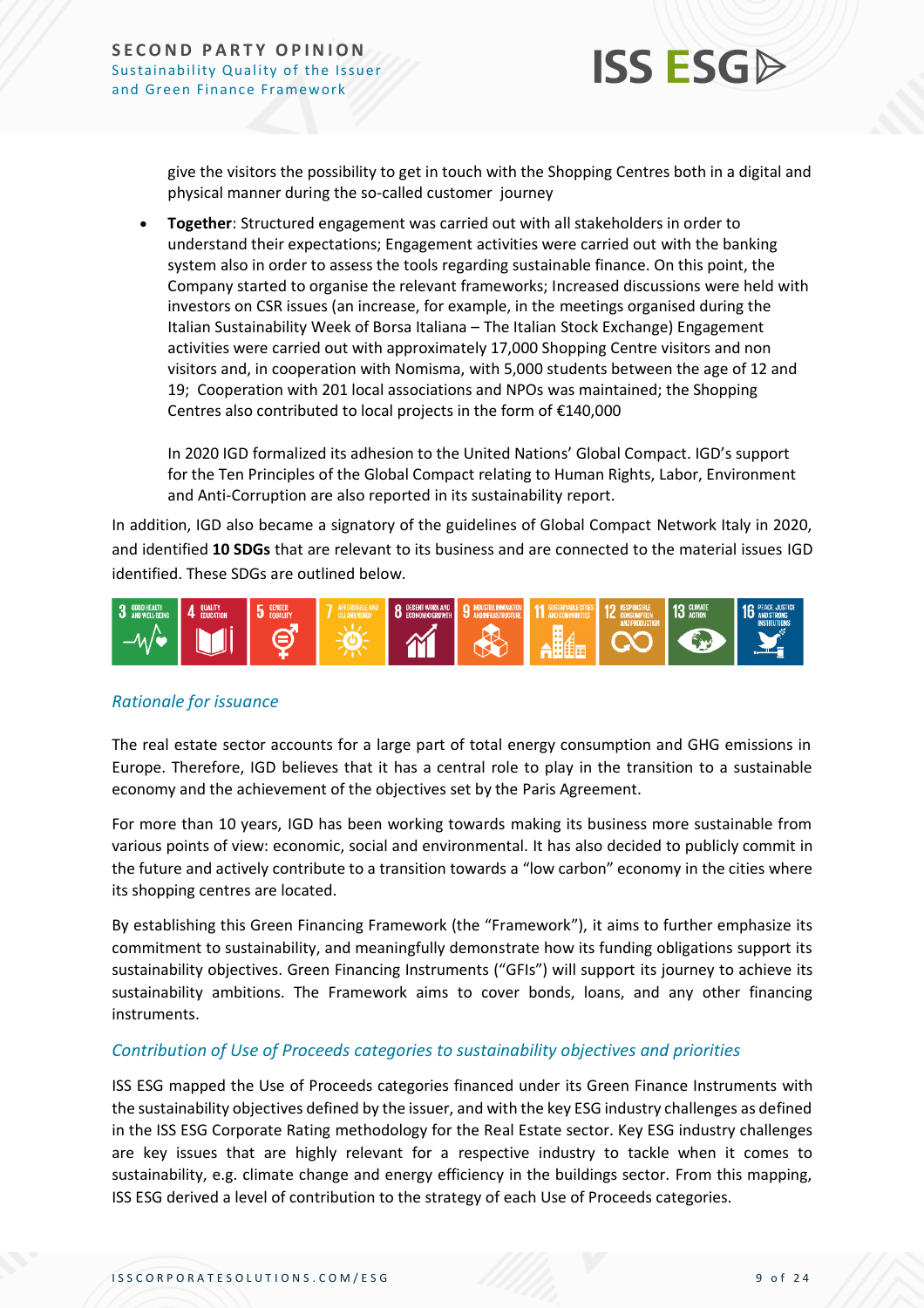give the visitors the possibility to get in touch with the Shopping Centres both in a digital and physical manner during the so-called customer journey

- **Together**: Structured engagement was carried out with all stakeholders in order to understand their expectations; Engagement activities were carried out with the banking system also in order to assess the tools regarding sustainable finance. On this point, the Company started to organise the relevant frameworks; Increased discussions were held with investors on CSR issues (an increase, for example, in the meetings organised during the Italian Sustainability Week of Borsa Italiana – The Italian Stock Exchange) Engagement activities were carried out with approximately 17,000 Shopping Centre visitors and non visitors and, in cooperation with Nomisma, with 5,000 students between the age of 12 and 19; Cooperation with 201 local associations and NPOs was maintained; the Shopping Centres also contributed to local projects in the form of €140,000

  In 2020 IGD formalized its adhesion to the United Nations' Global Compact. IGD's support for the Ten Principles of the Global Compact relating to Human Rights, Labor, Environment and Anti-Corruption are also reported in its sustainability report.

In addition, IGD also became a signatory of the guidelines of Global Compact Network Italy in 2020, and identified **10 SDGs** that are relevant to its business and are connected to the material issues IGD identified. These SDGs are outlined below.

3 GOOD HEALTH AND WELL-BEING
4 QUALITY EDUCATION
5 GENDER EQUALITY
7 AFFORDABLE AND CLEAN ENERGY
8 DECENT WORK AND ECONOMIC GROWTH
9 INDUSTRY, INNOVATION AND INFRASTRUCTURE
11 SUSTAINABLE CITIES AND COMMUNITIES
12 RESPONSIBLE CONSUMPTION AND PRODUCTION
13 CLIMATE ACTION
16 PEACE, JUSTICE AND STRONG INSTITUTIONS

### *Rationale for issuance*

The real estate sector accounts for a large part of total energy consumption and GHG emissions in Europe. Therefore, IGD believes that it has a central role to play in the transition to a sustainable economy and the achievement of the objectives set by the Paris Agreement.

For more than 10 years, IGD has been working towards making its business more sustainable from various points of view: economic, social and environmental. It has also decided to publicly commit in the future and actively contribute to a transition towards a "low carbon" economy in the cities where its shopping centres are located.

By establishing this Green Financing Framework (the "Framework"), it aims to further emphasize its commitment to sustainability, and meaningfully demonstrate how its funding obligations support its sustainability objectives. Green Financing Instruments ("GFIs") will support its journey to achieve its sustainability ambitions. The Framework aims to cover bonds, loans, and any other financing instruments.

### *Contribution of Use of Proceeds categories to sustainability objectives and priorities*

ISS ESG mapped the Use of Proceeds categories financed under its Green Finance Instruments with the sustainability objectives defined by the issuer, and with the key ESG industry challenges as defined in the ISS ESG Corporate Rating methodology for the Real Estate sector. Key ESG industry challenges are key issues that are highly relevant for a respective industry to tackle when it comes to sustainability, e.g. climate change and energy efficiency in the buildings sector. From this mapping, ISS ESG derived a level of contribution to the strategy of each Use of Proceeds categories.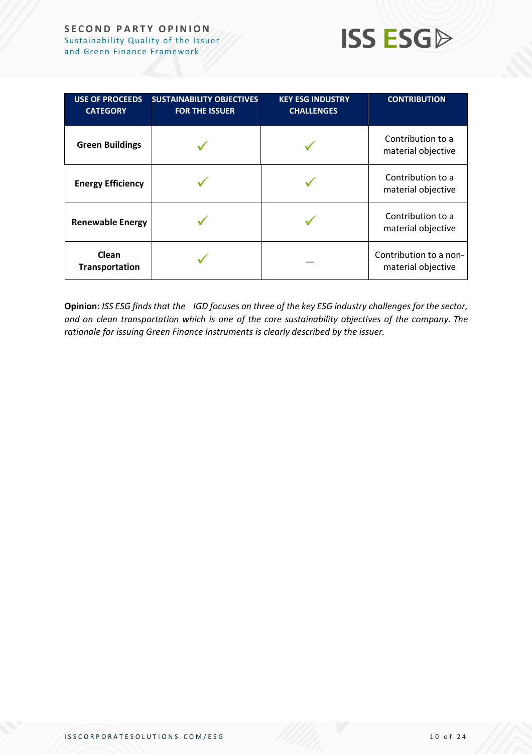| USE OF PROCEEDS CATEGORY | SUSTAINABILITY OBJECTIVES FOR THE ISSUER | KEY ESG INDUSTRY CHALLENGES | CONTRIBUTION |
|---|---|---|---|
| **Green Buildings** | ✓ | ✓ | Contribution to a material objective |
| **Energy Efficiency** | ✓ | ✓ | Contribution to a material objective |
| **Renewable Energy** | ✓ | ✓ | Contribution to a material objective |
| **Clean Transportation** | ✓ | — | Contribution to a non-material objective |

**Opinion:** *ISS ESG finds that the IGD focuses on three of the key ESG industry challenges for the sector, and on clean transportation which is one of the core sustainability objectives of the company. The rationale for issuing Green Finance Instruments is clearly described by the issuer.*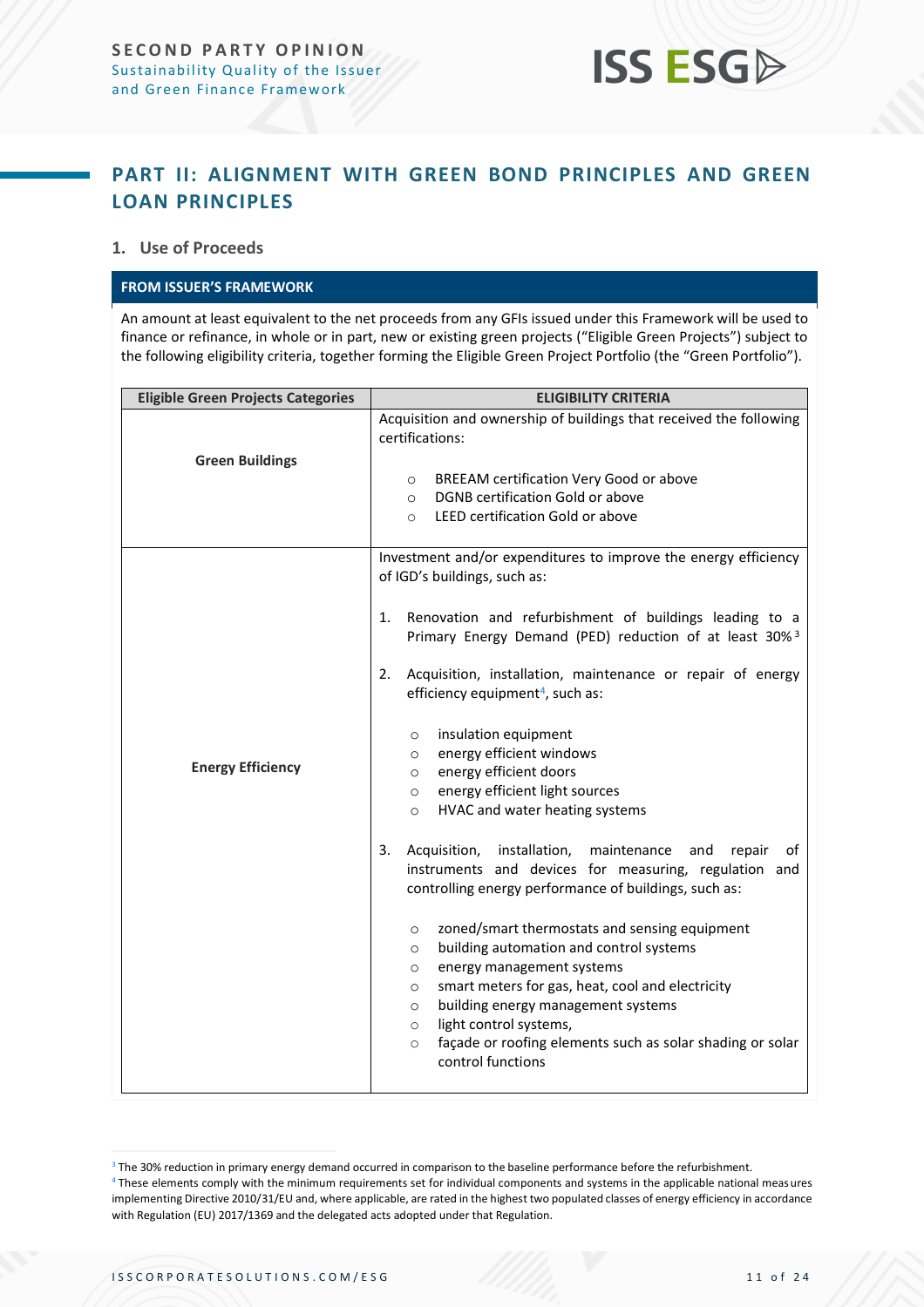## PART II: ALIGNMENT WITH GREEN BOND PRINCIPLES AND GREEN LOAN PRINCIPLES

### 1. Use of Proceeds

**FROM ISSUER'S FRAMEWORK**

An amount at least equivalent to the net proceeds from any GFIs issued under this Framework will be used to finance or refinance, in whole or in part, new or existing green projects ("Eligible Green Projects") subject to the following eligibility criteria, together forming the Eligible Green Project Portfolio (the "Green Portfolio").

| Eligible Green Projects Categories | ELIGIBILITY CRITERIA |
|---|---|
| **Green Buildings** | Acquisition and ownership of buildings that received the following certifications:<br>○ BREEAM certification Very Good or above<br>○ DGNB certification Gold or above<br>○ LEED certification Gold or above |
| **Energy Efficiency** | Investment and/or expenditures to improve the energy efficiency of IGD's buildings, such as:<br>1. Renovation and refurbishment of buildings leading to a Primary Energy Demand (PED) reduction of at least 30%[3]<br>2. Acquisition, installation, maintenance or repair of energy efficiency equipment[4], such as:<br>○ insulation equipment<br>○ energy efficient windows<br>○ energy efficient doors<br>○ energy efficient light sources<br>○ HVAC and water heating systems<br>3. Acquisition, installation, maintenance and repair of instruments and devices for measuring, regulation and controlling energy performance of buildings, such as:<br>○ zoned/smart thermostats and sensing equipment<br>○ building automation and control systems<br>○ energy management systems<br>○ smart meters for gas, heat, cool and electricity<br>○ building energy management systems<br>○ light control systems,<br>○ façade or roofing elements such as solar shading or solar control functions |

[3] The 30% reduction in primary energy demand occurred in comparison to the baseline performance before the refurbishment.

[4] These elements comply with the minimum requirements set for individual components and systems in the applicable national measures implementing Directive 2010/31/EU and, where applicable, are rated in the highest two populated classes of energy efficiency in accordance with Regulation (EU) 2017/1369 and the delegated acts adopted under that Regulation.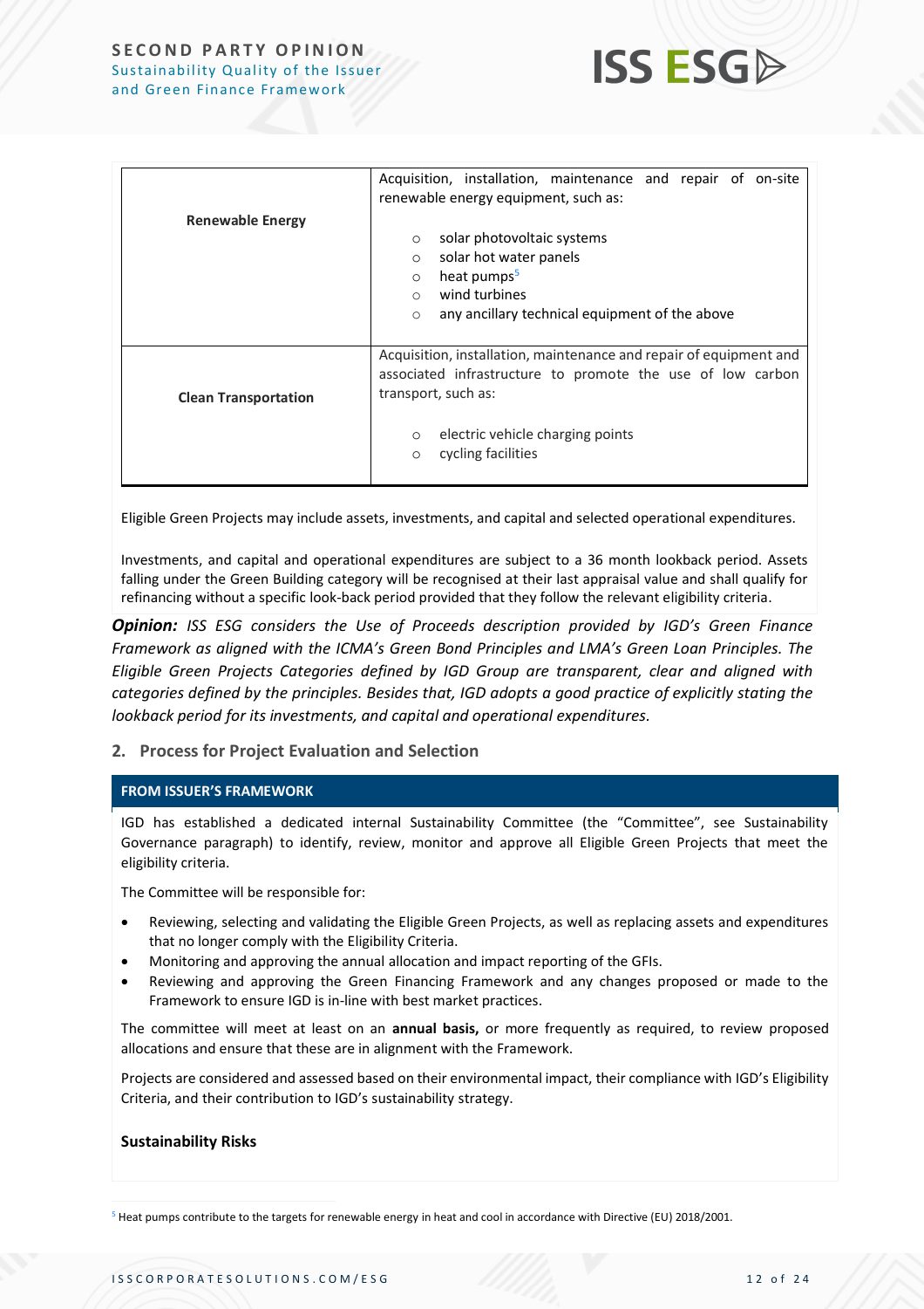| | |
|---|---|
| **Renewable Energy** | Acquisition, installation, maintenance and repair of on-site renewable energy equipment, such as:<br>○ solar photovoltaic systems<br>○ solar hot water panels<br>○ heat pumps[5]<br>○ wind turbines<br>○ any ancillary technical equipment of the above |
| **Clean Transportation** | Acquisition, installation, maintenance and repair of equipment and associated infrastructure to promote the use of low carbon transport, such as:<br>○ electric vehicle charging points<br>○ cycling facilities |

Eligible Green Projects may include assets, investments, and capital and selected operational expenditures.

Investments, and capital and operational expenditures are subject to a 36 month lookback period. Assets falling under the Green Building category will be recognised at their last appraisal value and shall qualify for refinancing without a specific look-back period provided that they follow the relevant eligibility criteria.

***Opinion:*** *ISS ESG considers the Use of Proceeds description provided by IGD's Green Finance Framework as aligned with the ICMA's Green Bond Principles and LMA's Green Loan Principles. The Eligible Green Projects Categories defined by IGD Group are transparent, clear and aligned with categories defined by the principles. Besides that, IGD adopts a good practice of explicitly stating the lookback period for its investments, and capital and operational expenditures.*

## 2. Process for Project Evaluation and Selection

**FROM ISSUER'S FRAMEWORK**

IGD has established a dedicated internal Sustainability Committee (the "Committee", see Sustainability Governance paragraph) to identify, review, monitor and approve all Eligible Green Projects that meet the eligibility criteria.

The Committee will be responsible for:

- Reviewing, selecting and validating the Eligible Green Projects, as well as replacing assets and expenditures that no longer comply with the Eligibility Criteria.
- Monitoring and approving the annual allocation and impact reporting of the GFIs.
- Reviewing and approving the Green Financing Framework and any changes proposed or made to the Framework to ensure IGD is in-line with best market practices.

The committee will meet at least on an **annual basis,** or more frequently as required, to review proposed allocations and ensure that these are in alignment with the Framework.

Projects are considered and assessed based on their environmental impact, their compliance with IGD's Eligibility Criteria, and their contribution to IGD's sustainability strategy.

**Sustainability Risks**

[5] Heat pumps contribute to the targets for renewable energy in heat and cool in accordance with Directive (EU) 2018/2001.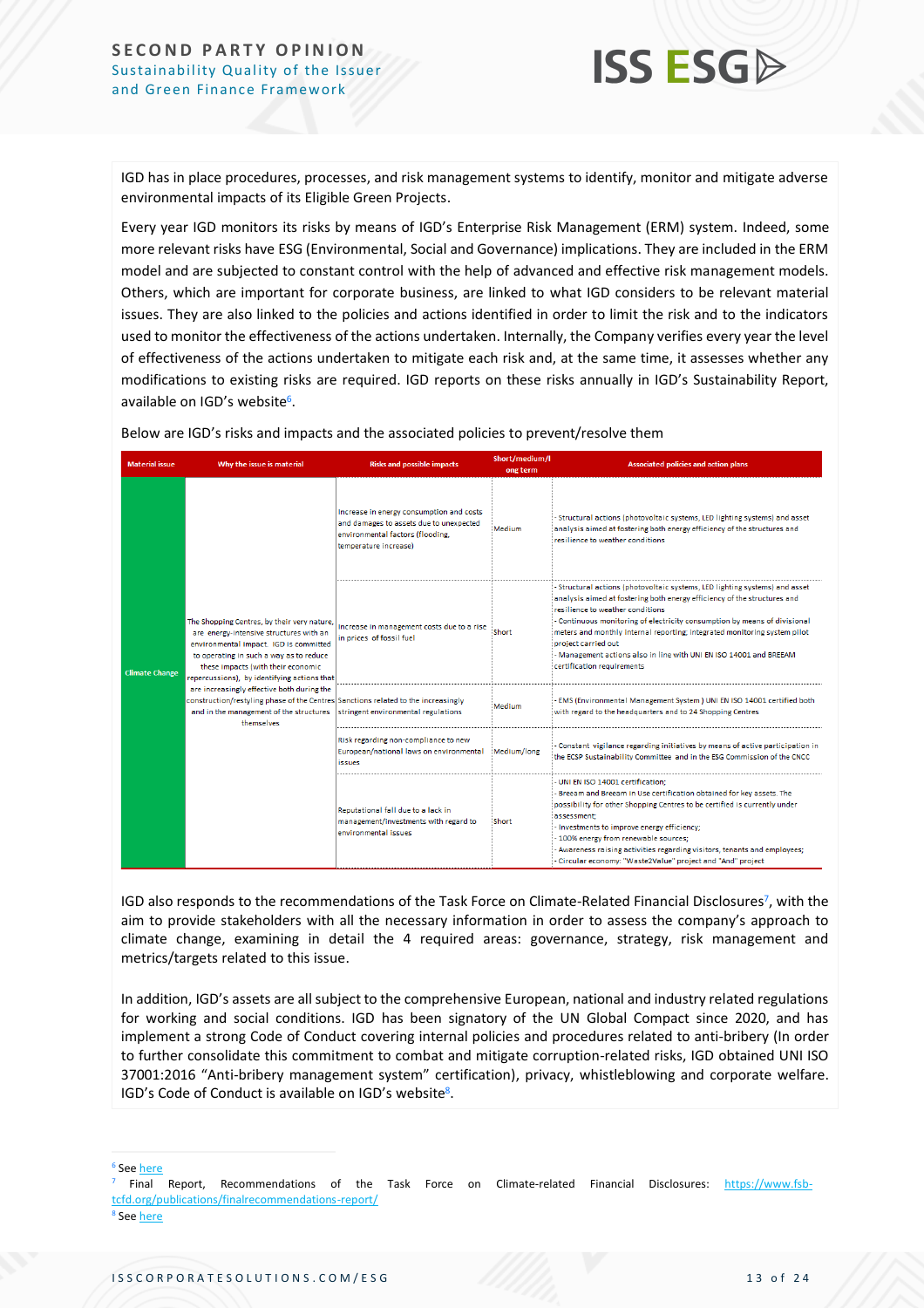IGD has in place procedures, processes, and risk management systems to identify, monitor and mitigate adverse environmental impacts of its Eligible Green Projects.

Every year IGD monitors its risks by means of IGD's Enterprise Risk Management (ERM) system. Indeed, some more relevant risks have ESG (Environmental, Social and Governance) implications. They are included in the ERM model and are subjected to constant control with the help of advanced and effective risk management models. Others, which are important for corporate business, are linked to what IGD considers to be relevant material issues. They are also linked to the policies and actions identified in order to limit the risk and to the indicators used to monitor the effectiveness of the actions undertaken. Internally, the Company verifies every year the level of effectiveness of the actions undertaken to mitigate each risk and, at the same time, it assesses whether any modifications to existing risks are required. IGD reports on these risks annually in IGD's Sustainability Report, available on IGD's website[6].

Below are IGD's risks and impacts and the associated policies to prevent/resolve them

| Material issue | Why the issue is material | Risks and possible impacts | Short/medium/long term | Associated policies and action plans |
|---|---|---|---|---|
| Climate Change | The Shopping Centres, by their very nature, are energy-intensive structures with an environmental impact. IGD is committed to operating in such a way as to reduce these impacts (with their economic repercussions), by identifying actions that are increasingly effective both during the construction/restyling phase of the Centres and in the management of the structures themselves | Increase in energy consumption and costs and damages to assets due to unexpected environmental factors (flooding, temperature increase) | Medium | - Structural actions (photovoltaic systems, LED lighting systems) and asset analysis aimed at fostering both energy efficiency of the structures and resilience to weather conditions |
| | | Increase in management costs due to a rise in prices of fossil fuel | Short | - Structural actions (photovoltaic systems, LED lighting systems) and asset analysis aimed at fostering both energy efficiency of the structures and resilience to weather conditions<br>- Continuous monitoring of electricity consumption by means of divisional meters and monthly internal reporting; integrated monitoring system pilot project carried out<br>- Management actions also in line with UNI EN ISO 14001 and BREEAM certification requirements |
| | | Sanctions related to the increasingly stringent environmental regulations | Medium | - EMS (Environmental Management System ) UNI EN ISO 14001 certified both with regard to the headquarters and to 24 Shopping Centres |
| | | Risk regarding non-compliance to new European/national laws on environmental issues | Medium/long | - Constant vigilance regarding initiatives by means of active participation in the ECSP Sustainability Committee and in the ESG Commission of the CNCC |
| | | Reputational fall due to a lack in management/investments with regard to environmental issues | Short | - UNI EN ISO 14001 certification;<br>- Breeam and Breeam In Use certification obtained for key assets. The possibility for other Shopping Centres to be certified is currently under assessment;<br>- Investments to improve energy efficiency;<br>- 100% energy from renewable sources;<br>- Awareness raising activities regarding visitors, tenants and employees;<br>- Circular economy: "Waste2Value" project and "And" project |

IGD also responds to the recommendations of the Task Force on Climate-Related Financial Disclosures[7], with the aim to provide stakeholders with all the necessary information in order to assess the company's approach to climate change, examining in detail the 4 required areas: governance, strategy, risk management and metrics/targets related to this issue.

In addition, IGD's assets are all subject to the comprehensive European, national and industry related regulations for working and social conditions. IGD has been signatory of the UN Global Compact since 2020, and has implement a strong Code of Conduct covering internal policies and procedures related to anti-bribery (In order to further consolidate this commitment to combat and mitigate corruption-related risks, IGD obtained UNI ISO 37001:2016 "Anti-bribery management system" certification), privacy, whistleblowing and corporate welfare. IGD's Code of Conduct is available on IGD's website[8].

---

[6] See here

[7] Final Report, Recommendations of the Task Force on Climate-related Financial Disclosures: https://www.fsb-tcfd.org/publications/finalrecommendations-report/

[8] See here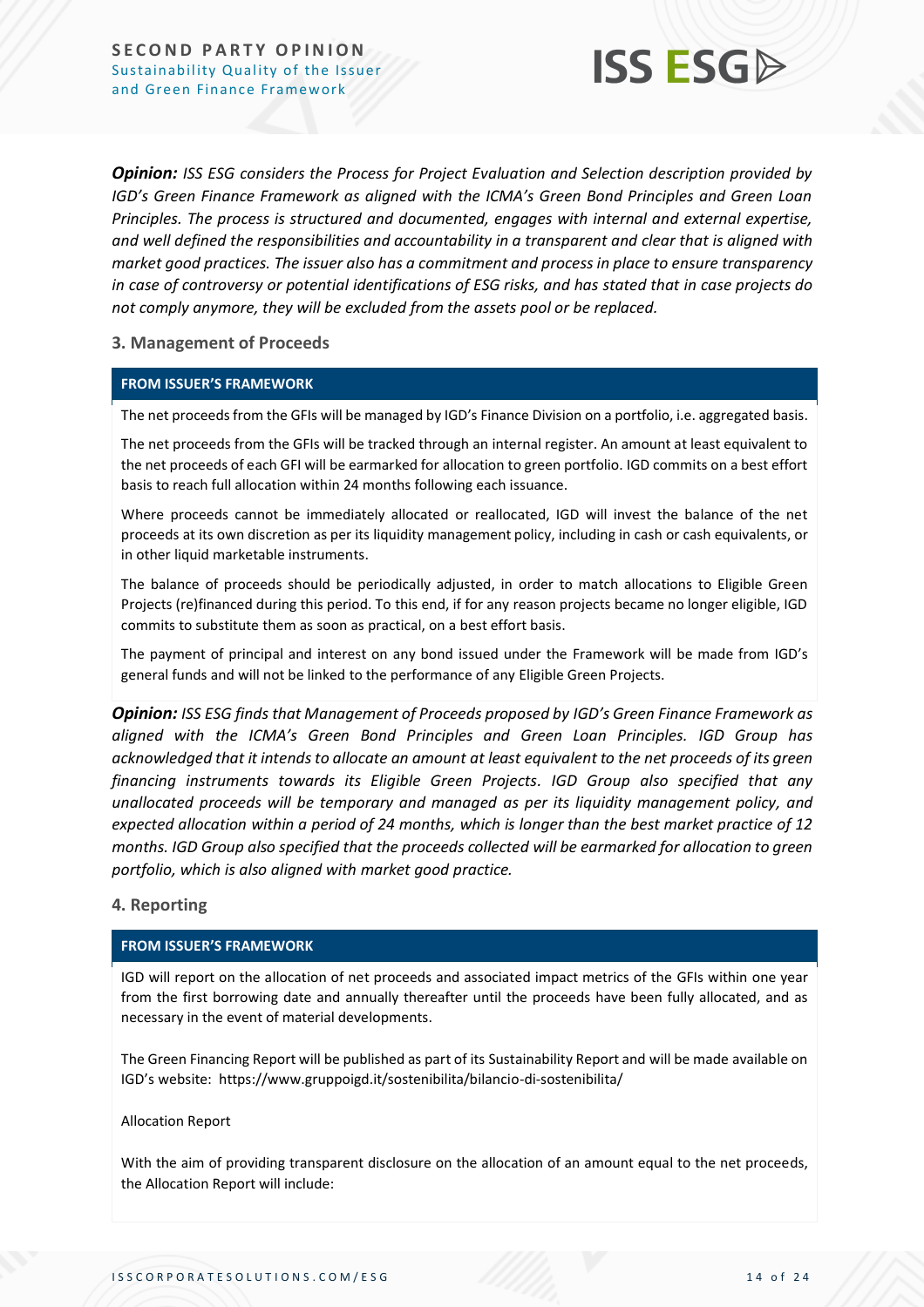***Opinion:*** *ISS ESG considers the Process for Project Evaluation and Selection description provided by IGD's Green Finance Framework as aligned with the ICMA's Green Bond Principles and Green Loan Principles. The process is structured and documented, engages with internal and external expertise, and well defined the responsibilities and accountability in a transparent and clear that is aligned with market good practices. The issuer also has a commitment and process in place to ensure transparency in case of controversy or potential identifications of ESG risks, and has stated that in case projects do not comply anymore, they will be excluded from the assets pool or be replaced.*

### 3. Management of Proceeds

**FROM ISSUER'S FRAMEWORK**

The net proceeds from the GFIs will be managed by IGD's Finance Division on a portfolio, i.e. aggregated basis.

The net proceeds from the GFIs will be tracked through an internal register. An amount at least equivalent to the net proceeds of each GFI will be earmarked for allocation to green portfolio. IGD commits on a best effort basis to reach full allocation within 24 months following each issuance.

Where proceeds cannot be immediately allocated or reallocated, IGD will invest the balance of the net proceeds at its own discretion as per its liquidity management policy, including in cash or cash equivalents, or in other liquid marketable instruments.

The balance of proceeds should be periodically adjusted, in order to match allocations to Eligible Green Projects (re)financed during this period. To this end, if for any reason projects became no longer eligible, IGD commits to substitute them as soon as practical, on a best effort basis.

The payment of principal and interest on any bond issued under the Framework will be made from IGD's general funds and will not be linked to the performance of any Eligible Green Projects.

***Opinion:*** *ISS ESG finds that Management of Proceeds proposed by IGD's Green Finance Framework as aligned with the ICMA's Green Bond Principles and Green Loan Principles. IGD Group has acknowledged that it intends to allocate an amount at least equivalent to the net proceeds of its green financing instruments towards its Eligible Green Projects. IGD Group also specified that any unallocated proceeds will be temporary and managed as per its liquidity management policy, and expected allocation within a period of 24 months, which is longer than the best market practice of 12 months. IGD Group also specified that the proceeds collected will be earmarked for allocation to green portfolio, which is also aligned with market good practice.*

### 4. Reporting

**FROM ISSUER'S FRAMEWORK**

IGD will report on the allocation of net proceeds and associated impact metrics of the GFIs within one year from the first borrowing date and annually thereafter until the proceeds have been fully allocated, and as necessary in the event of material developments.

The Green Financing Report will be published as part of its Sustainability Report and will be made available on IGD's website: https://www.gruppoigd.it/sostenibilita/bilancio-di-sostenibilita/

Allocation Report

With the aim of providing transparent disclosure on the allocation of an amount equal to the net proceeds, the Allocation Report will include: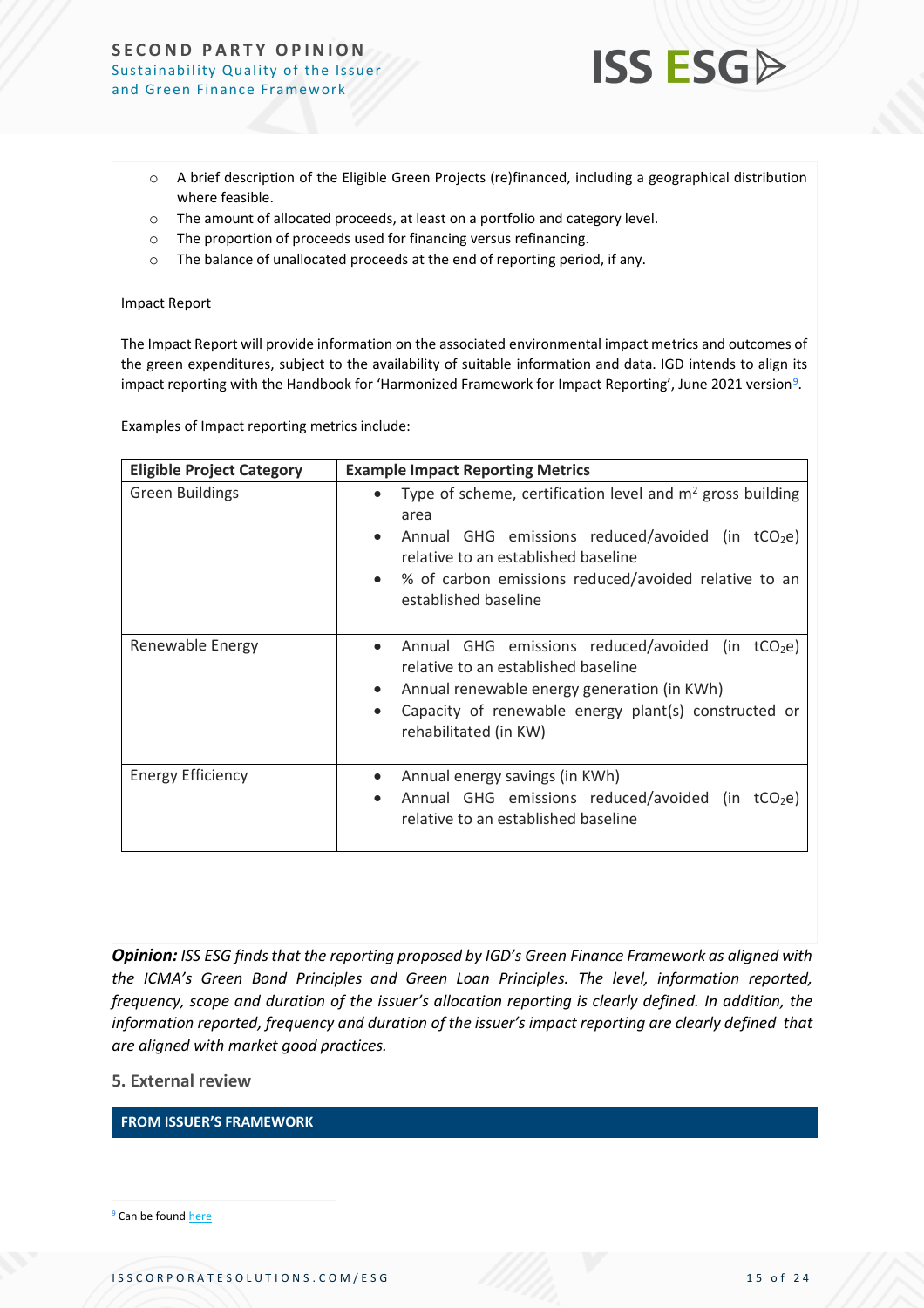- A brief description of the Eligible Green Projects (re)financed, including a geographical distribution where feasible.
- The amount of allocated proceeds, at least on a portfolio and category level.
- The proportion of proceeds used for financing versus refinancing.
- The balance of unallocated proceeds at the end of reporting period, if any.

Impact Report

The Impact Report will provide information on the associated environmental impact metrics and outcomes of the green expenditures, subject to the availability of suitable information and data. IGD intends to align its impact reporting with the Handbook for 'Harmonized Framework for Impact Reporting', June 2021 version[9].

Examples of Impact reporting metrics include:

| Eligible Project Category | Example Impact Reporting Metrics |
|---|---|
| Green Buildings | • Type of scheme, certification level and $m^2$ gross building area<br>• Annual GHG emissions reduced/avoided (in $tCO_2e$) relative to an established baseline<br>• % of carbon emissions reduced/avoided relative to an established baseline |
| Renewable Energy | • Annual GHG emissions reduced/avoided (in $tCO_2e$) relative to an established baseline<br>• Annual renewable energy generation (in KWh)<br>• Capacity of renewable energy plant(s) constructed or rehabilitated (in KW) |
| Energy Efficiency | • Annual energy savings (in KWh)<br>• Annual GHG emissions reduced/avoided (in $tCO_2e$) relative to an established baseline |

***Opinion:*** *ISS ESG finds that the reporting proposed by IGD's Green Finance Framework as aligned with the ICMA's Green Bond Principles and Green Loan Principles. The level, information reported, frequency, scope and duration of the issuer's allocation reporting is clearly defined. In addition, the information reported, frequency and duration of the issuer's impact reporting are clearly defined that are aligned with market good practices.*

## 5. External review

**FROM ISSUER'S FRAMEWORK**

[9] Can be found here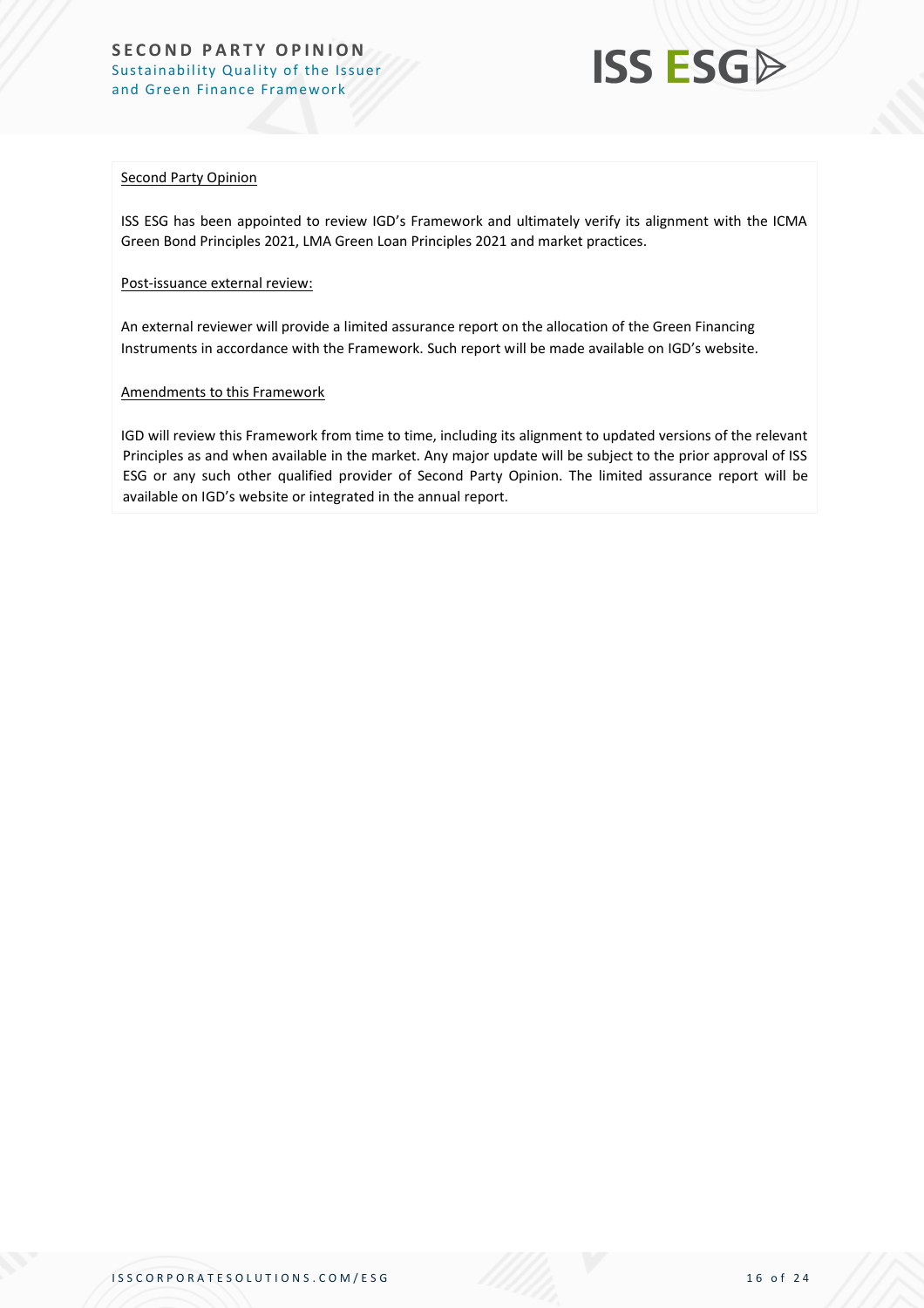Second Party Opinion

ISS ESG has been appointed to review IGD's Framework and ultimately verify its alignment with the ICMA Green Bond Principles 2021, LMA Green Loan Principles 2021 and market practices.

Post-issuance external review:

An external reviewer will provide a limited assurance report on the allocation of the Green Financing Instruments in accordance with the Framework. Such report will be made available on IGD's website.

Amendments to this Framework

IGD will review this Framework from time to time, including its alignment to updated versions of the relevant Principles as and when available in the market. Any major update will be subject to the prior approval of ISS ESG or any such other qualified provider of Second Party Opinion. The limited assurance report will be available on IGD's website or integrated in the annual report.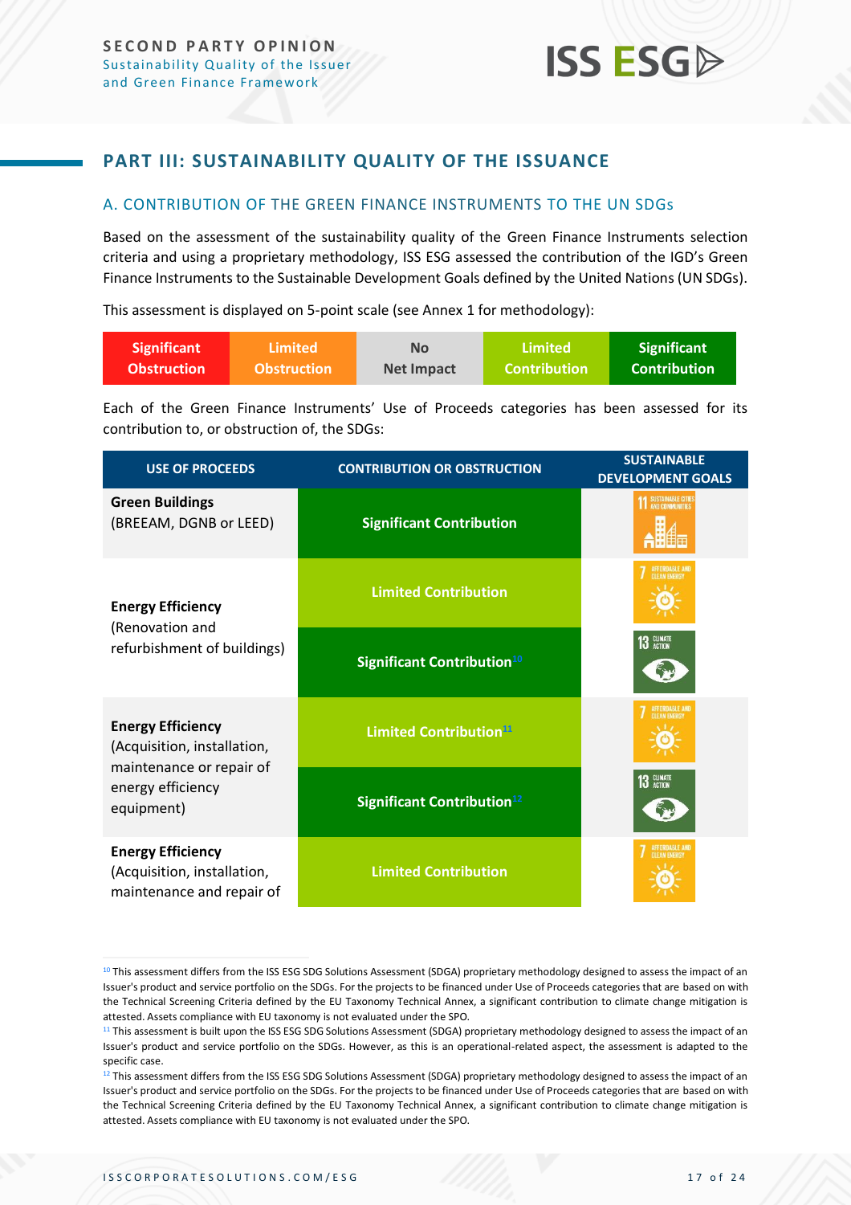## PART III: SUSTAINABILITY QUALITY OF THE ISSUANCE

### A. CONTRIBUTION OF THE GREEN FINANCE INSTRUMENTS TO THE UN SDGs

Based on the assessment of the sustainability quality of the Green Finance Instruments selection criteria and using a proprietary methodology, ISS ESG assessed the contribution of the IGD's Green Finance Instruments to the Sustainable Development Goals defined by the United Nations (UN SDGs).

This assessment is displayed on 5-point scale (see Annex 1 for methodology):

| | | | | |
|---|---|---|---|---|
| Significant Obstruction | Limited Obstruction | No Net Impact | Limited Contribution | Significant Contribution |

Each of the Green Finance Instruments' Use of Proceeds categories has been assessed for its contribution to, or obstruction of, the SDGs:

| USE OF PROCEEDS | CONTRIBUTION OR OBSTRUCTION | SUSTAINABLE DEVELOPMENT GOALS |
|---|---|---|
| **Green Buildings** (BREEAM, DGNB or LEED) | Significant Contribution | 11 Sustainable Cities and Communities |
| **Energy Efficiency** (Renovation and refurbishment of buildings) | Limited Contribution | 7 Affordable and Clean Energy |
| | Significant Contribution[10] | 13 Climate Action |
| **Energy Efficiency** (Acquisition, installation, maintenance or repair of energy efficiency equipment) | Limited Contribution[11] | 7 Affordable and Clean Energy |
| | Significant Contribution[12] | 13 Climate Action |
| **Energy Efficiency** (Acquisition, installation, maintenance and repair of | Limited Contribution | 7 Affordable and Clean Energy |

[10] This assessment differs from the ISS ESG SDG Solutions Assessment (SDGA) proprietary methodology designed to assess the impact of an Issuer's product and service portfolio on the SDGs. For the projects to be financed under Use of Proceeds categories that are based on with the Technical Screening Criteria defined by the EU Taxonomy Technical Annex, a significant contribution to climate change mitigation is attested. Assets compliance with EU taxonomy is not evaluated under the SPO.

[11] This assessment is built upon the ISS ESG SDG Solutions Assessment (SDGA) proprietary methodology designed to assess the impact of an Issuer's product and service portfolio on the SDGs. However, as this is an operational-related aspect, the assessment is adapted to the specific case.

[12] This assessment differs from the ISS ESG SDG Solutions Assessment (SDGA) proprietary methodology designed to assess the impact of an Issuer's product and service portfolio on the SDGs. For the projects to be financed under Use of Proceeds categories that are based on with the Technical Screening Criteria defined by the EU Taxonomy Technical Annex, a significant contribution to climate change mitigation is attested. Assets compliance with EU taxonomy is not evaluated under the SPO.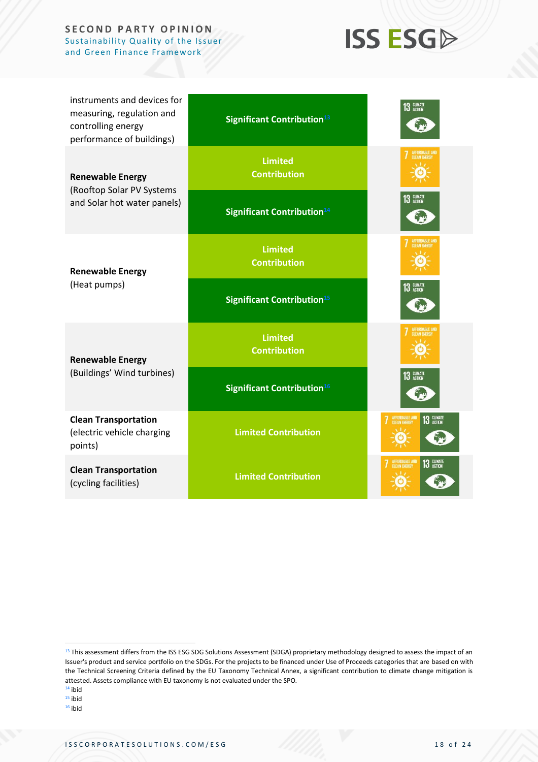| | | |
|---|---|---|
| instruments and devices for measuring, regulation and controlling energy performance of buildings) | Significant Contribution[13] | 13 CLIMATE ACTION |
| **Renewable Energy** (Rooftop Solar PV Systems and Solar hot water panels) | Limited Contribution | 7 AFFORDABLE AND CLEAN ENERGY |
| | Significant Contribution[14] | 13 CLIMATE ACTION |
| **Renewable Energy** (Heat pumps) | Limited Contribution | 7 AFFORDABLE AND CLEAN ENERGY |
| | Significant Contribution[15] | 13 CLIMATE ACTION |
| **Renewable Energy** (Buildings' Wind turbines) | Limited Contribution | 7 AFFORDABLE AND CLEAN ENERGY |
| | Significant Contribution[16] | 13 CLIMATE ACTION |
| **Clean Transportation** (electric vehicle charging points) | Limited Contribution | 7 AFFORDABLE AND CLEAN ENERGY, 13 CLIMATE ACTION |
| **Clean Transportation** (cycling facilities) | Limited Contribution | 7 AFFORDABLE AND CLEAN ENERGY, 13 CLIMATE ACTION |

[13] This assessment differs from the ISS ESG SDG Solutions Assessment (SDGA) proprietary methodology designed to assess the impact of an Issuer's product and service portfolio on the SDGs. For the projects to be financed under Use of Proceeds categories that are based on with the Technical Screening Criteria defined by the EU Taxonomy Technical Annex, a significant contribution to climate change mitigation is attested. Assets compliance with EU taxonomy is not evaluated under the SPO.

[14] ibid

[15] ibid

[16] ibid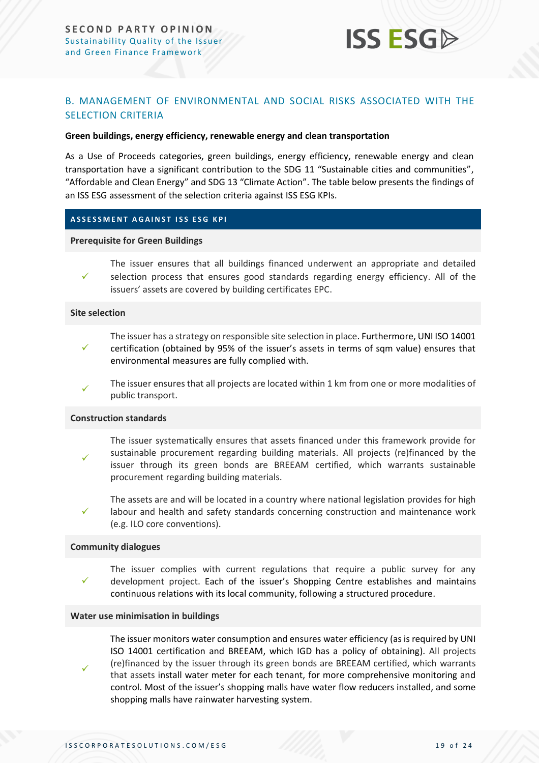## B. MANAGEMENT OF ENVIRONMENTAL AND SOCIAL RISKS ASSOCIATED WITH THE SELECTION CRITERIA

**Green buildings, energy efficiency, renewable energy and clean transportation**

As a Use of Proceeds categories, green buildings, energy efficiency, renewable energy and clean transportation have a significant contribution to the SDG 11 "Sustainable cities and communities", "Affordable and Clean Energy" and SDG 13 "Climate Action". The table below presents the findings of an ISS ESG assessment of the selection criteria against ISS ESG KPIs.

| ASSESSMENT AGAINST ISS ESG KPI | |
|---|---|
| **Prerequisite for Green Buildings** | |
| ✓ | The issuer ensures that all buildings financed underwent an appropriate and detailed selection process that ensures good standards regarding energy efficiency. All of the issuers' assets are covered by building certificates EPC. |
| **Site selection** | |
| ✓ | The issuer has a strategy on responsible site selection in place. Furthermore, UNI ISO 14001 certification (obtained by 95% of the issuer's assets in terms of sqm value) ensures that environmental measures are fully complied with. |
| ✓ | The issuer ensures that all projects are located within 1 km from one or more modalities of public transport. |
| **Construction standards** | |
| ✓ | The issuer systematically ensures that assets financed under this framework provide for sustainable procurement regarding building materials. All projects (re)financed by the issuer through its green bonds are BREEAM certified, which warrants sustainable procurement regarding building materials. |
| ✓ | The assets are and will be located in a country where national legislation provides for high labour and health and safety standards concerning construction and maintenance work (e.g. ILO core conventions). |
| **Community dialogues** | |
| ✓ | The issuer complies with current regulations that require a public survey for any development project. Each of the issuer's Shopping Centre establishes and maintains continuous relations with its local community, following a structured procedure. |
| **Water use minimisation in buildings** | |
| ✓ | The issuer monitors water consumption and ensures water efficiency (as is required by UNI ISO 14001 certification and BREEAM, which IGD has a policy of obtaining). All projects (re)financed by the issuer through its green bonds are BREEAM certified, which warrants that assets install water meter for each tenant, for more comprehensive monitoring and control. Most of the issuer's shopping malls have water flow reducers installed, and some shopping malls have rainwater harvesting system. |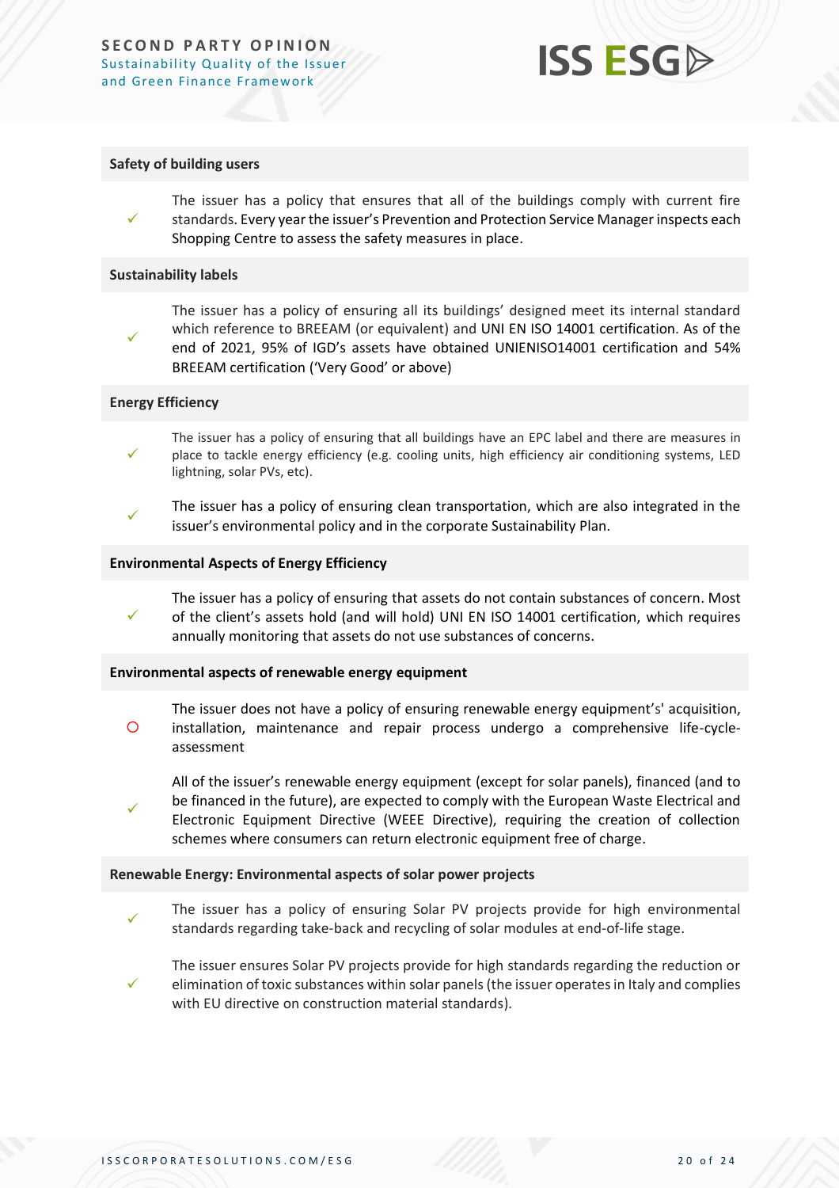**Safety of building users**

| | |
|---|---|
| ✓ | The issuer has a policy that ensures that all of the buildings comply with current fire standards. Every year the issuer's Prevention and Protection Service Manager inspects each Shopping Centre to assess the safety measures in place. |

**Sustainability labels**

| | |
|---|---|
| ✓ | The issuer has a policy of ensuring all its buildings' designed meet its internal standard which reference to BREEAM (or equivalent) and UNI EN ISO 14001 certification. As of the end of 2021, 95% of IGD's assets have obtained UNIENISO14001 certification and 54% BREEAM certification ('Very Good' or above) |

**Energy Efficiency**

| | |
|---|---|
| ✓ | The issuer has a policy of ensuring that all buildings have an EPC label and there are measures in place to tackle energy efficiency (e.g. cooling units, high efficiency air conditioning systems, LED lightning, solar PVs, etc). |
| ✓ | The issuer has a policy of ensuring clean transportation, which are also integrated in the issuer's environmental policy and in the corporate Sustainability Plan. |

**Environmental Aspects of Energy Efficiency**

| | |
|---|---|
| ✓ | The issuer has a policy of ensuring that assets do not contain substances of concern. Most of the client's assets hold (and will hold) UNI EN ISO 14001 certification, which requires annually monitoring that assets do not use substances of concerns. |

**Environmental aspects of renewable energy equipment**

| | |
|---|---|
| O | The issuer does not have a policy of ensuring renewable energy equipment's' acquisition, installation, maintenance and repair process undergo a comprehensive life-cycle-assessment |
| ✓ | All of the issuer's renewable energy equipment (except for solar panels), financed (and to be financed in the future), are expected to comply with the European Waste Electrical and Electronic Equipment Directive (WEEE Directive), requiring the creation of collection schemes where consumers can return electronic equipment free of charge. |

**Renewable Energy: Environmental aspects of solar power projects**

| | |
|---|---|
| ✓ | The issuer has a policy of ensuring Solar PV projects provide for high environmental standards regarding take-back and recycling of solar modules at end-of-life stage. |
| ✓ | The issuer ensures Solar PV projects provide for high standards regarding the reduction or elimination of toxic substances within solar panels (the issuer operates in Italy and complies with EU directive on construction material standards). |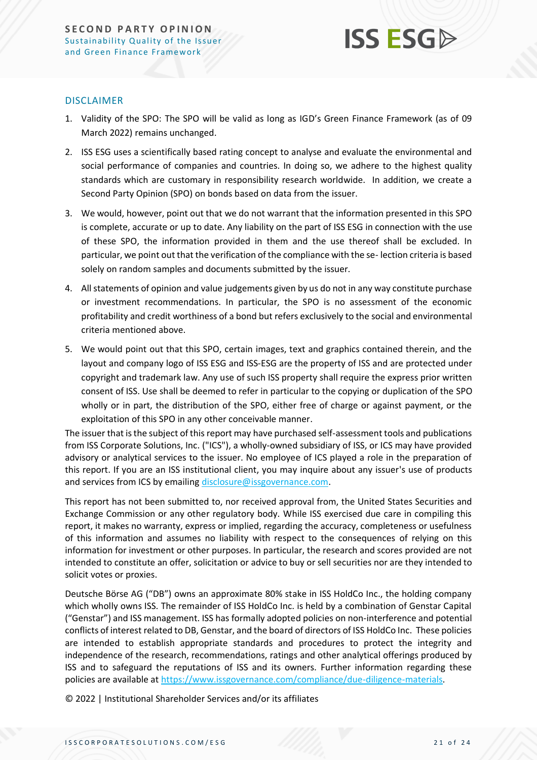## DISCLAIMER

1. Validity of the SPO: The SPO will be valid as long as IGD's Green Finance Framework (as of 09 March 2022) remains unchanged.
2. ISS ESG uses a scientifically based rating concept to analyse and evaluate the environmental and social performance of companies and countries. In doing so, we adhere to the highest quality standards which are customary in responsibility research worldwide. In addition, we create a Second Party Opinion (SPO) on bonds based on data from the issuer.
3. We would, however, point out that we do not warrant that the information presented in this SPO is complete, accurate or up to date. Any liability on the part of ISS ESG in connection with the use of these SPO, the information provided in them and the use thereof shall be excluded. In particular, we point out that the verification of the compliance with the se- lection criteria is based solely on random samples and documents submitted by the issuer.
4. All statements of opinion and value judgements given by us do not in any way constitute purchase or investment recommendations. In particular, the SPO is no assessment of the economic profitability and credit worthiness of a bond but refers exclusively to the social and environmental criteria mentioned above.
5. We would point out that this SPO, certain images, text and graphics contained therein, and the layout and company logo of ISS ESG and ISS-ESG are the property of ISS and are protected under copyright and trademark law. Any use of such ISS property shall require the express prior written consent of ISS. Use shall be deemed to refer in particular to the copying or duplication of the SPO wholly or in part, the distribution of the SPO, either free of charge or against payment, or the exploitation of this SPO in any other conceivable manner.

The issuer that is the subject of this report may have purchased self-assessment tools and publications from ISS Corporate Solutions, Inc. ("ICS"), a wholly-owned subsidiary of ISS, or ICS may have provided advisory or analytical services to the issuer. No employee of ICS played a role in the preparation of this report. If you are an ISS institutional client, you may inquire about any issuer's use of products and services from ICS by emailing disclosure@issgovernance.com.

This report has not been submitted to, nor received approval from, the United States Securities and Exchange Commission or any other regulatory body. While ISS exercised due care in compiling this report, it makes no warranty, express or implied, regarding the accuracy, completeness or usefulness of this information and assumes no liability with respect to the consequences of relying on this information for investment or other purposes. In particular, the research and scores provided are not intended to constitute an offer, solicitation or advice to buy or sell securities nor are they intended to solicit votes or proxies.

Deutsche Börse AG ("DB") owns an approximate 80% stake in ISS HoldCo Inc., the holding company which wholly owns ISS. The remainder of ISS HoldCo Inc. is held by a combination of Genstar Capital ("Genstar") and ISS management. ISS has formally adopted policies on non-interference and potential conflicts of interest related to DB, Genstar, and the board of directors of ISS HoldCo Inc. These policies are intended to establish appropriate standards and procedures to protect the integrity and independence of the research, recommendations, ratings and other analytical offerings produced by ISS and to safeguard the reputations of ISS and its owners. Further information regarding these policies are available at https://www.issgovernance.com/compliance/due-diligence-materials.

© 2022 | Institutional Shareholder Services and/or its affiliates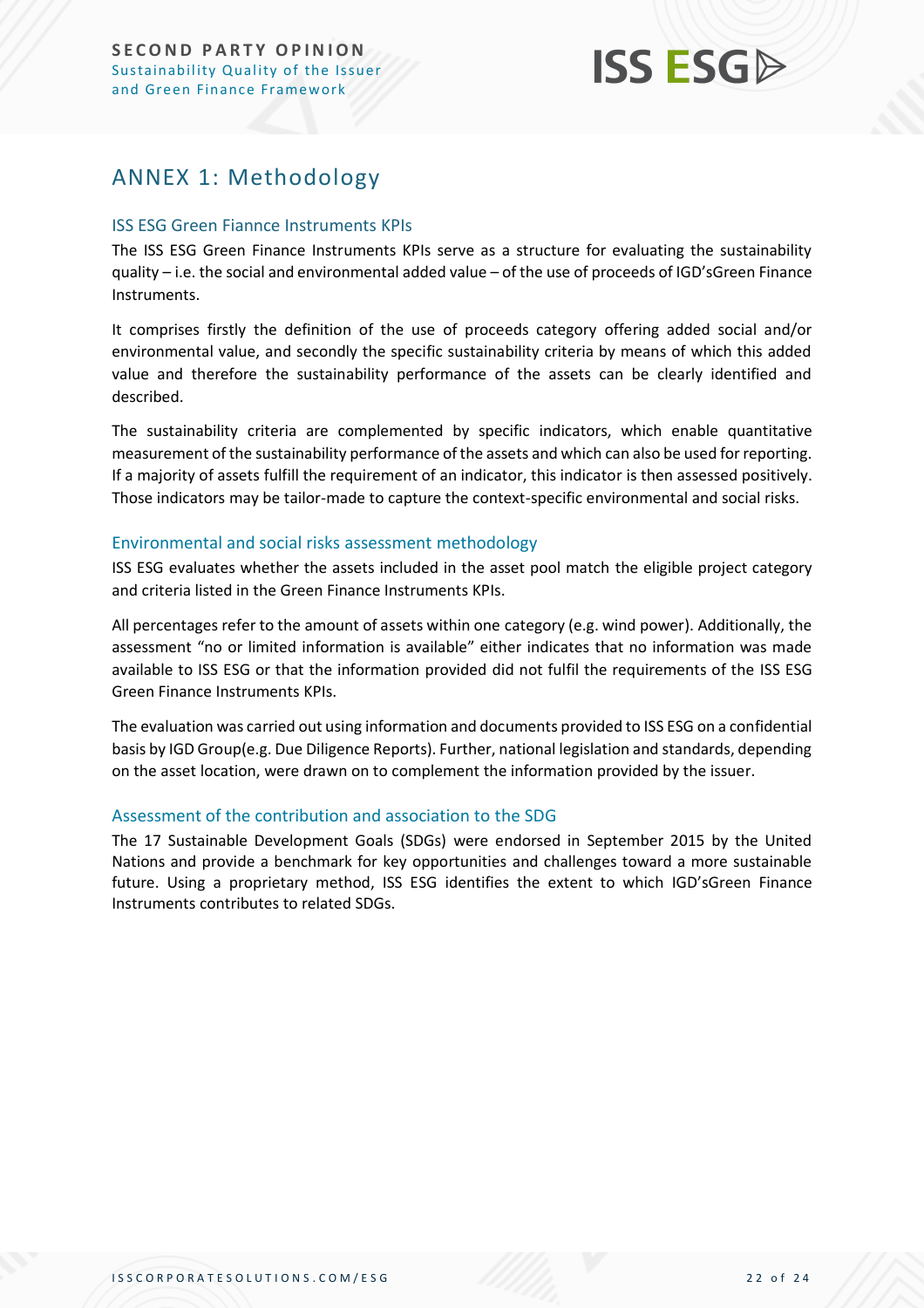## ANNEX 1: Methodology

### ISS ESG Green Fiannce Instruments KPIs

The ISS ESG Green Finance Instruments KPIs serve as a structure for evaluating the sustainability quality – i.e. the social and environmental added value – of the use of proceeds of IGD'sGreen Finance Instruments.

It comprises firstly the definition of the use of proceeds category offering added social and/or environmental value, and secondly the specific sustainability criteria by means of which this added value and therefore the sustainability performance of the assets can be clearly identified and described.

The sustainability criteria are complemented by specific indicators, which enable quantitative measurement of the sustainability performance of the assets and which can also be used for reporting. If a majority of assets fulfill the requirement of an indicator, this indicator is then assessed positively. Those indicators may be tailor-made to capture the context-specific environmental and social risks.

### Environmental and social risks assessment methodology

ISS ESG evaluates whether the assets included in the asset pool match the eligible project category and criteria listed in the Green Finance Instruments KPIs.

All percentages refer to the amount of assets within one category (e.g. wind power). Additionally, the assessment "no or limited information is available" either indicates that no information was made available to ISS ESG or that the information provided did not fulfil the requirements of the ISS ESG Green Finance Instruments KPIs.

The evaluation was carried out using information and documents provided to ISS ESG on a confidential basis by IGD Group(e.g. Due Diligence Reports). Further, national legislation and standards, depending on the asset location, were drawn on to complement the information provided by the issuer.

### Assessment of the contribution and association to the SDG

The 17 Sustainable Development Goals (SDGs) were endorsed in September 2015 by the United Nations and provide a benchmark for key opportunities and challenges toward a more sustainable future. Using a proprietary method, ISS ESG identifies the extent to which IGD'sGreen Finance Instruments contributes to related SDGs.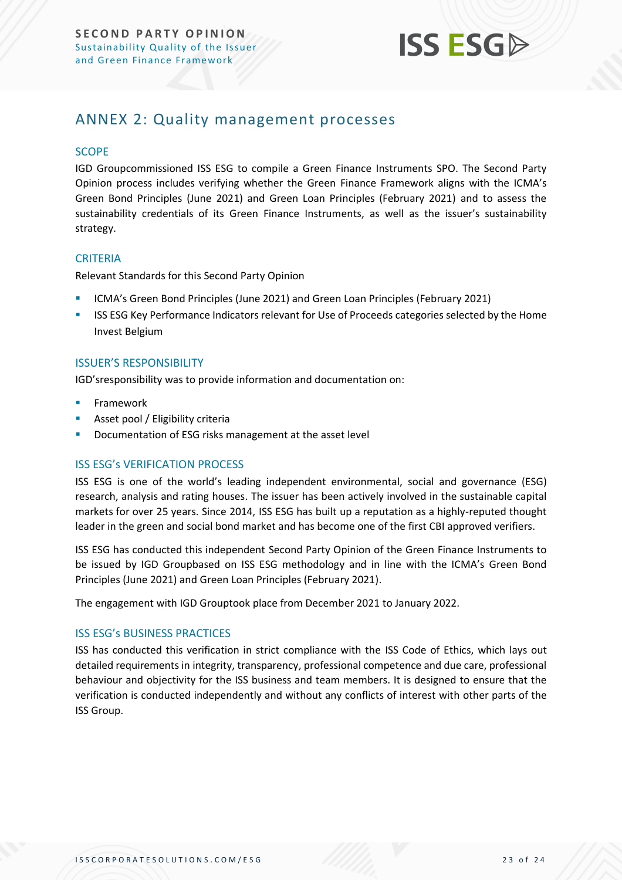## ANNEX 2: Quality management processes

### SCOPE

IGD Groupcommissioned ISS ESG to compile a Green Finance Instruments SPO. The Second Party Opinion process includes verifying whether the Green Finance Framework aligns with the ICMA's Green Bond Principles (June 2021) and Green Loan Principles (February 2021) and to assess the sustainability credentials of its Green Finance Instruments, as well as the issuer's sustainability strategy.

### CRITERIA

Relevant Standards for this Second Party Opinion

- ICMA's Green Bond Principles (June 2021) and Green Loan Principles (February 2021)
- ISS ESG Key Performance Indicators relevant for Use of Proceeds categories selected by the Home Invest Belgium

### ISSUER'S RESPONSIBILITY

IGD'sresponsibility was to provide information and documentation on:

- Framework
- Asset pool / Eligibility criteria
- Documentation of ESG risks management at the asset level

### ISS ESG's VERIFICATION PROCESS

ISS ESG is one of the world's leading independent environmental, social and governance (ESG) research, analysis and rating houses. The issuer has been actively involved in the sustainable capital markets for over 25 years. Since 2014, ISS ESG has built up a reputation as a highly-reputed thought leader in the green and social bond market and has become one of the first CBI approved verifiers.

ISS ESG has conducted this independent Second Party Opinion of the Green Finance Instruments to be issued by IGD Groupbased on ISS ESG methodology and in line with the ICMA's Green Bond Principles (June 2021) and Green Loan Principles (February 2021).

The engagement with IGD Grouptook place from December 2021 to January 2022.

### ISS ESG's BUSINESS PRACTICES

ISS has conducted this verification in strict compliance with the ISS Code of Ethics, which lays out detailed requirements in integrity, transparency, professional competence and due care, professional behaviour and objectivity for the ISS business and team members. It is designed to ensure that the verification is conducted independently and without any conflicts of interest with other parts of the ISS Group.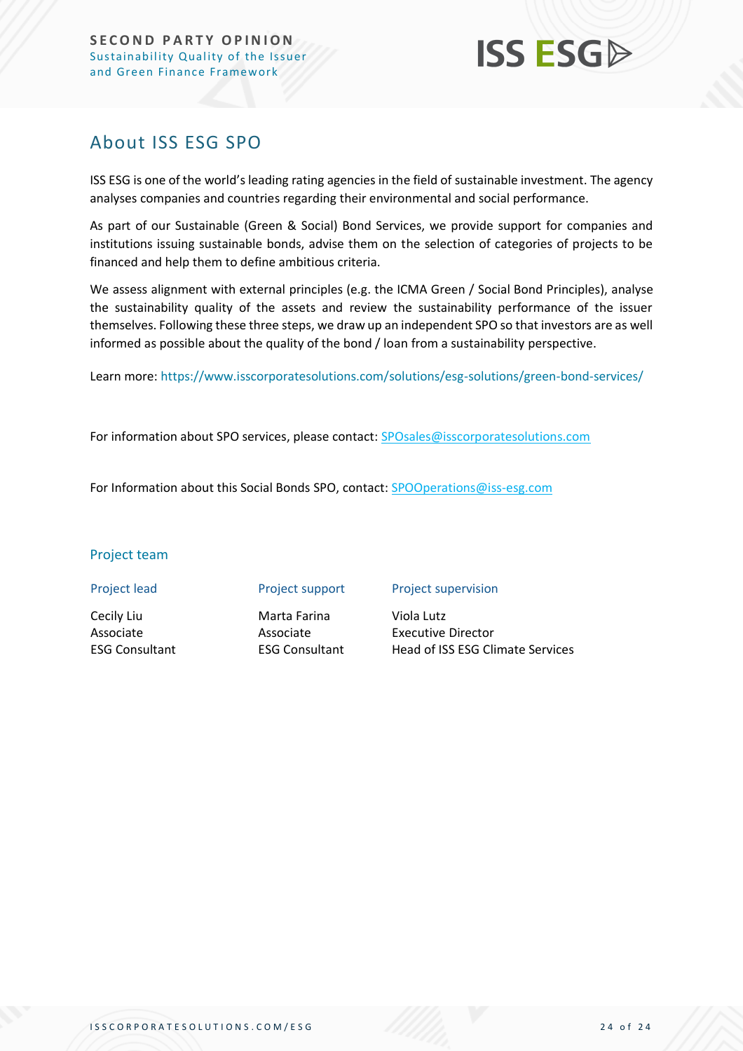## About ISS ESG SPO

ISS ESG is one of the world's leading rating agencies in the field of sustainable investment. The agency analyses companies and countries regarding their environmental and social performance.

As part of our Sustainable (Green & Social) Bond Services, we provide support for companies and institutions issuing sustainable bonds, advise them on the selection of categories of projects to be financed and help them to define ambitious criteria.

We assess alignment with external principles (e.g. the ICMA Green / Social Bond Principles), analyse the sustainability quality of the assets and review the sustainability performance of the issuer themselves. Following these three steps, we draw up an independent SPO so that investors are as well informed as possible about the quality of the bond / loan from a sustainability perspective.

Learn more: https://www.isscorporatesolutions.com/solutions/esg-solutions/green-bond-services/

For information about SPO services, please contact: SPOsales@isscorporatesolutions.com

For Information about this Social Bonds SPO, contact: SPOOperations@iss-esg.com

### Project team

| Project lead | Project support | Project supervision |
|---|---|---|
| Cecily Liu<br>Associate<br>ESG Consultant | Marta Farina<br>Associate<br>ESG Consultant | Viola Lutz<br>Executive Director<br>Head of ISS ESG Climate Services |